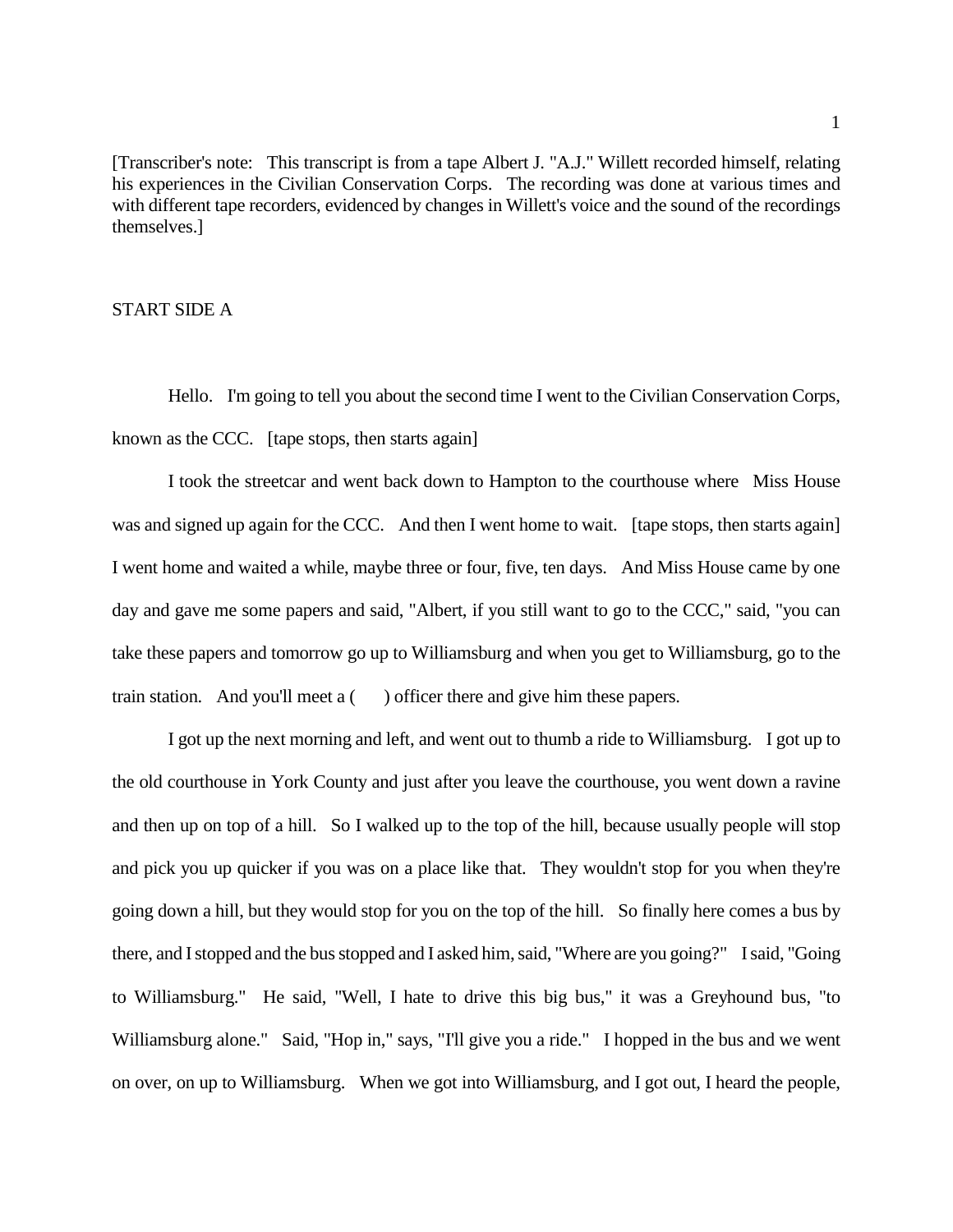[Transcriber's note: This transcript is from a tape Albert J. "A.J." Willett recorded himself, relating his experiences in the Civilian Conservation Corps. The recording was done at various times and with different tape recorders, evidenced by changes in Willett's voice and the sound of the recordings themselves.]

START SIDE A

Hello. I'm going to tell you about the second time I went to the Civilian Conservation Corps, known as the CCC. [tape stops, then starts again]

I took the streetcar and went back down to Hampton to the courthouse where Miss House was and signed up again for the CCC. And then I went home to wait. [tape stops, then starts again] I went home and waited a while, maybe three or four, five, ten days. And Miss House came by one day and gave me some papers and said, "Albert, if you still want to go to the CCC," said, "you can take these papers and tomorrow go up to Williamsburg and when you get to Williamsburg, go to the train station. And you'll meet a ( ) officer there and give him these papers.

I got up the next morning and left, and went out to thumb a ride to Williamsburg. I got up to the old courthouse in York County and just after you leave the courthouse, you went down a ravine and then up on top of a hill. So I walked up to the top of the hill, because usually people will stop and pick you up quicker if you was on a place like that. They wouldn't stop for you when they're going down a hill, but they would stop for you on the top of the hill. So finally here comes a bus by there, and I stopped and the bus stopped and I asked him, said, "Where are you going?" I said, "Going to Williamsburg." He said, "Well, I hate to drive this big bus," it was a Greyhound bus, "to Williamsburg alone." Said, "Hop in," says, "I'll give you a ride." I hopped in the bus and we went on over, on up to Williamsburg. When we got into Williamsburg, and I got out, I heard the people,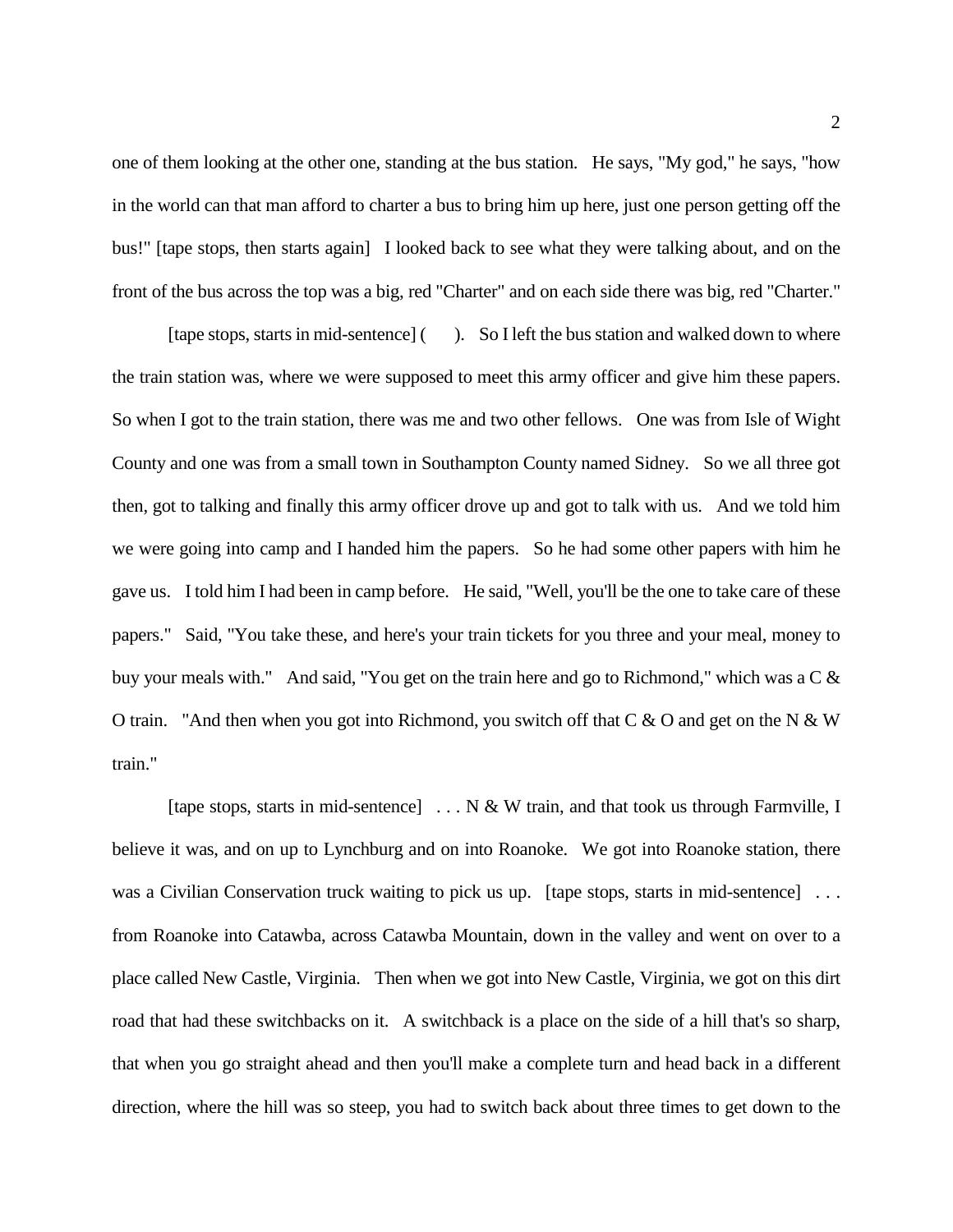one of them looking at the other one, standing at the bus station. He says, "My god," he says, "how in the world can that man afford to charter a bus to bring him up here, just one person getting off the bus!" [tape stops, then starts again] I looked back to see what they were talking about, and on the front of the bus across the top was a big, red "Charter" and on each side there was big, red "Charter."

[tape stops, starts in mid-sentence] ( ). So I left the bus station and walked down to where the train station was, where we were supposed to meet this army officer and give him these papers. So when I got to the train station, there was me and two other fellows. One was from Isle of Wight County and one was from a small town in Southampton County named Sidney. So we all three got then, got to talking and finally this army officer drove up and got to talk with us. And we told him we were going into camp and I handed him the papers. So he had some other papers with him he gave us. I told him I had been in camp before. He said, "Well, you'll be the one to take care of these papers." Said, "You take these, and here's your train tickets for you three and your meal, money to buy your meals with." And said, "You get on the train here and go to Richmond," which was a C & O train. "And then when you got into Richmond, you switch off that C & O and get on the N & W train."

[tape stops, starts in mid-sentence] . . . N & W train, and that took us through Farmville, I believe it was, and on up to Lynchburg and on into Roanoke. We got into Roanoke station, there was a Civilian Conservation truck waiting to pick us up. [tape stops, starts in mid-sentence] . . . from Roanoke into Catawba, across Catawba Mountain, down in the valley and went on over to a place called New Castle, Virginia. Then when we got into New Castle, Virginia, we got on this dirt road that had these switchbacks on it. A switchback is a place on the side of a hill that's so sharp, that when you go straight ahead and then you'll make a complete turn and head back in a different direction, where the hill was so steep, you had to switch back about three times to get down to the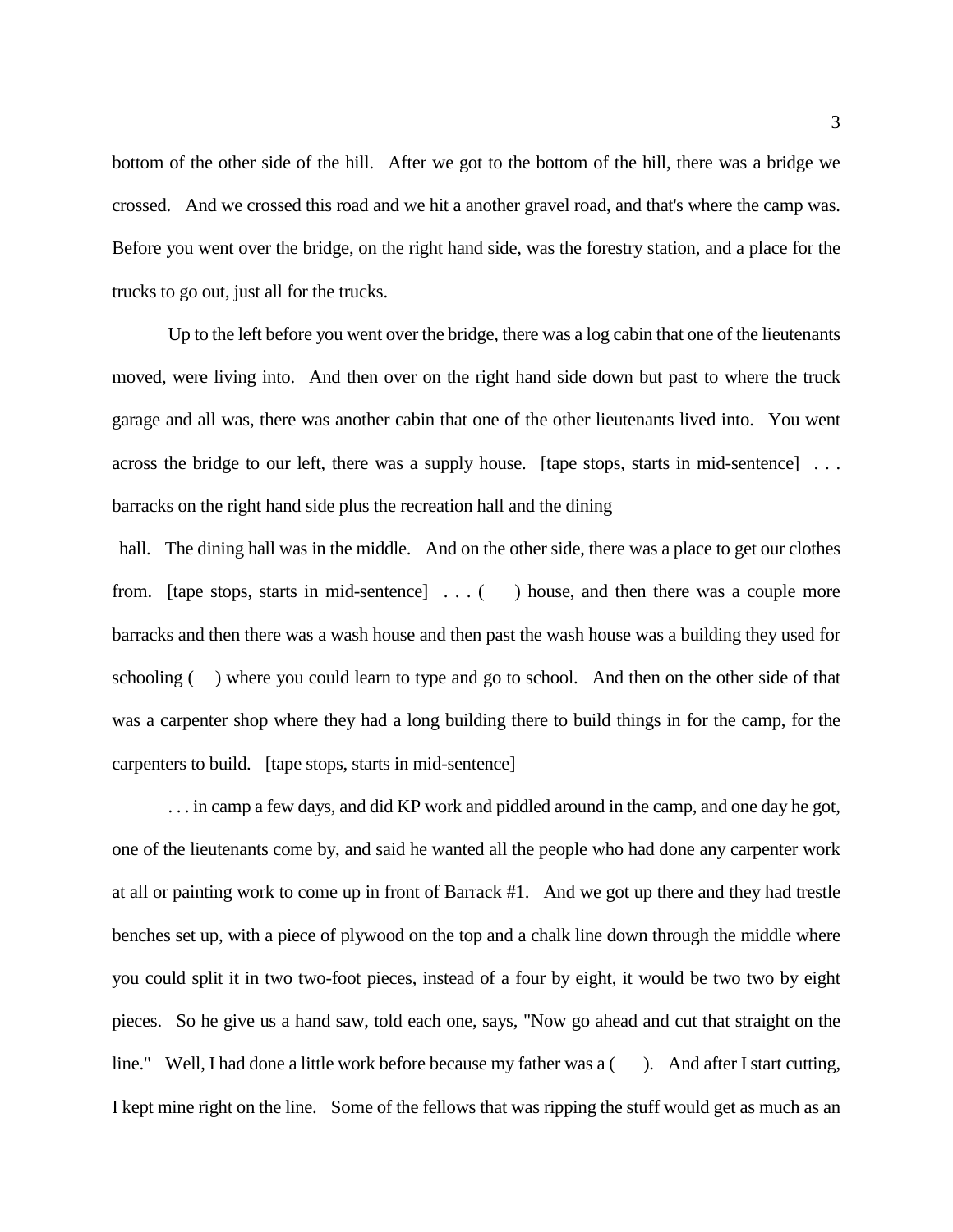bottom of the other side of the hill. After we got to the bottom of the hill, there was a bridge we crossed. And we crossed this road and we hit a another gravel road, and that's where the camp was. Before you went over the bridge, on the right hand side, was the forestry station, and a place for the trucks to go out, just all for the trucks.

Up to the left before you went over the bridge, there was a log cabin that one of the lieutenants moved, were living into. And then over on the right hand side down but past to where the truck garage and all was, there was another cabin that one of the other lieutenants lived into. You went across the bridge to our left, there was a supply house. [tape stops, starts in mid-sentence] . . . barracks on the right hand side plus the recreation hall and the dining hall. The dining hall was in the middle. And on the other side, there was a place to get our clothes from. [tape stops, starts in mid-sentence] . . . ( ) house, and then there was a couple more barracks and then there was a wash house and then past the wash house was a building they used for schooling ( ) where you could learn to type and go to school. And then on the other side of that was a carpenter shop where they had a long building there to build things in for the camp, for the carpenters to build. [tape stops, starts in mid-sentence]

. . . in camp a few days, and did KP work and piddled around in the camp, and one day he got, one of the lieutenants come by, and said he wanted all the people who had done any carpenter work at all or painting work to come up in front of Barrack #1. And we got up there and they had trestle benches set up, with a piece of plywood on the top and a chalk line down through the middle where you could split it in two two-foot pieces, instead of a four by eight, it would be two two by eight pieces. So he give us a hand saw, told each one, says, "Now go ahead and cut that straight on the line." Well, I had done a little work before because my father was a ( ). And after I start cutting, I kept mine right on the line. Some of the fellows that was ripping the stuff would get as much as an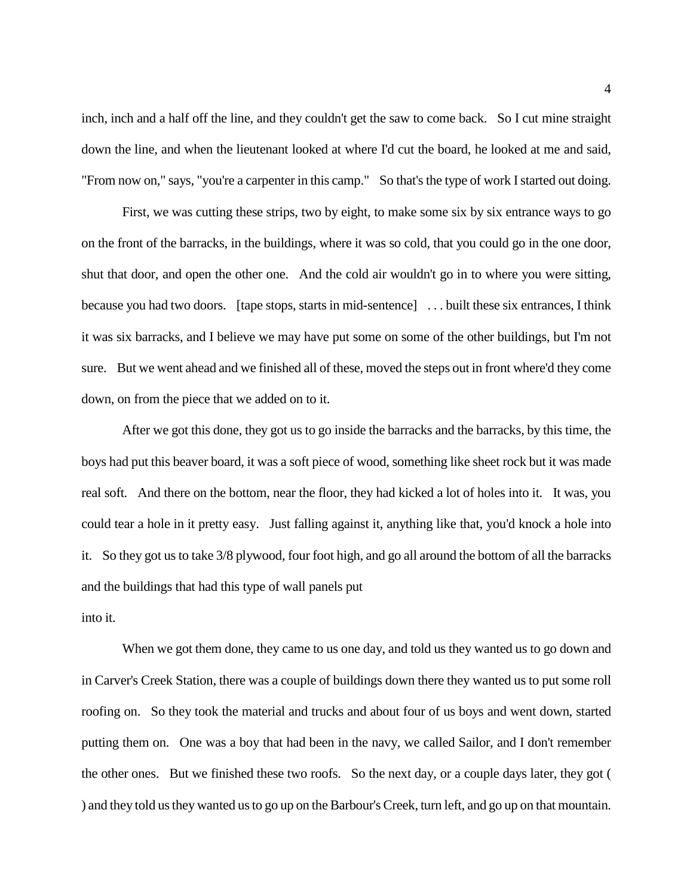inch, inch and a half off the line, and they couldn't get the saw to come back. So I cut mine straight down the line, and when the lieutenant looked at where I'd cut the board, he looked at me and said, "From now on," says, "you're a carpenter in this camp." So that's the type of work I started out doing.

First, we was cutting these strips, two by eight, to make some six by six entrance ways to go on the front of the barracks, in the buildings, where it was so cold, that you could go in the one door, shut that door, and open the other one. And the cold air wouldn't go in to where you were sitting, because you had two doors. [tape stops, starts in mid-sentence] . . . built these six entrances, I think it was six barracks, and I believe we may have put some on some of the other buildings, but I'm not sure. But we went ahead and we finished all of these, moved the steps out in front where'd they come down, on from the piece that we added on to it.

After we got this done, they got us to go inside the barracks and the barracks, by this time, the boys had put this beaver board, it was a soft piece of wood, something like sheet rock but it was made real soft. And there on the bottom, near the floor, they had kicked a lot of holes into it. It was, you could tear a hole in it pretty easy. Just falling against it, anything like that, you'd knock a hole into it. So they got us to take 3/8 plywood, four foot high, and go all around the bottom of all the barracks and the buildings that had this type of wall panels put into it.

When we got them done, they came to us one day, and told us they wanted us to go down and in Carver's Creek Station, there was a couple of buildings down there they wanted us to put some roll roofing on. So they took the material and trucks and about four of us boys and went down, started putting them on. One was a boy that had been in the navy, we called Sailor, and I don't remember the other ones. But we finished these two roofs. So the next day, or a couple days later, they got ( ) and they told us they wanted us to go up on the Barbour's Creek, turn left, and go up on that mountain.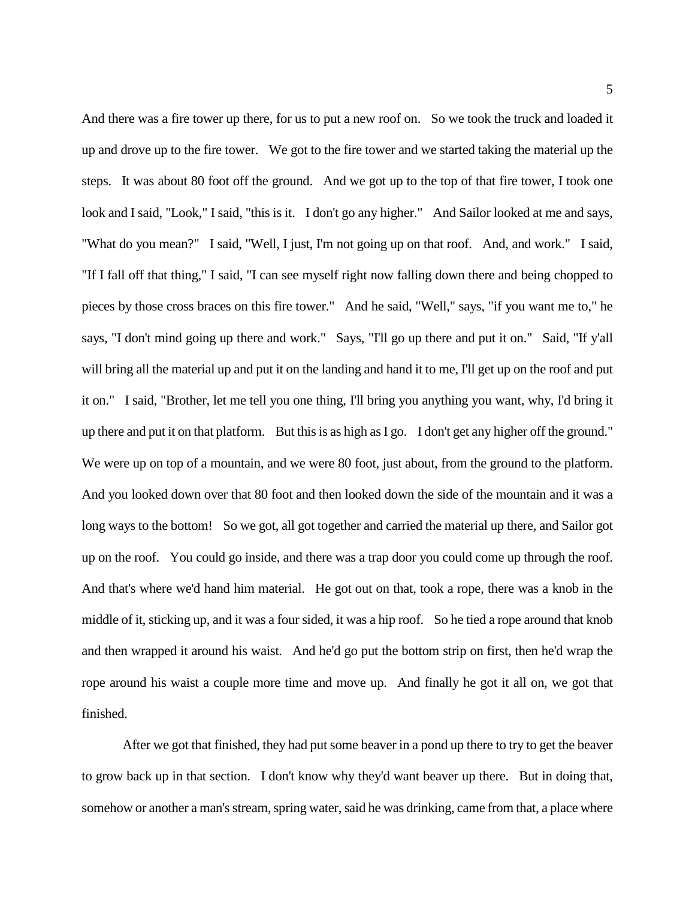And there was a fire tower up there, for us to put a new roof on. So we took the truck and loaded it up and drove up to the fire tower. We got to the fire tower and we started taking the material up the steps. It was about 80 foot off the ground. And we got up to the top of that fire tower, I took one look and I said, "Look," I said, "this is it. I don't go any higher." And Sailor looked at me and says, "What do you mean?" I said, "Well, I just, I'm not going up on that roof. And, and work." I said, "If I fall off that thing," I said, "I can see myself right now falling down there and being chopped to pieces by those cross braces on this fire tower." And he said, "Well," says, "if you want me to," he says, "I don't mind going up there and work." Says, "I'll go up there and put it on." Said, "If y'all will bring all the material up and put it on the landing and hand it to me, I'll get up on the roof and put it on." I said, "Brother, let me tell you one thing, I'll bring you anything you want, why, I'd bring it up there and put it on that platform. But this is as high as I go. I don't get any higher off the ground." We were up on top of a mountain, and we were 80 foot, just about, from the ground to the platform. And you looked down over that 80 foot and then looked down the side of the mountain and it was a long ways to the bottom! So we got, all got together and carried the material up there, and Sailor got up on the roof. You could go inside, and there was a trap door you could come up through the roof. And that's where we'd hand him material. He got out on that, took a rope, there was a knob in the middle of it, sticking up, and it was a four sided, it was a hip roof. So he tied a rope around that knob and then wrapped it around his waist. And he'd go put the bottom strip on first, then he'd wrap the rope around his waist a couple more time and move up. And finally he got it all on, we got that finished.

After we got that finished, they had put some beaver in a pond up there to try to get the beaver to grow back up in that section. I don't know why they'd want beaver up there. But in doing that, somehow or another a man's stream, spring water, said he was drinking, came from that, a place where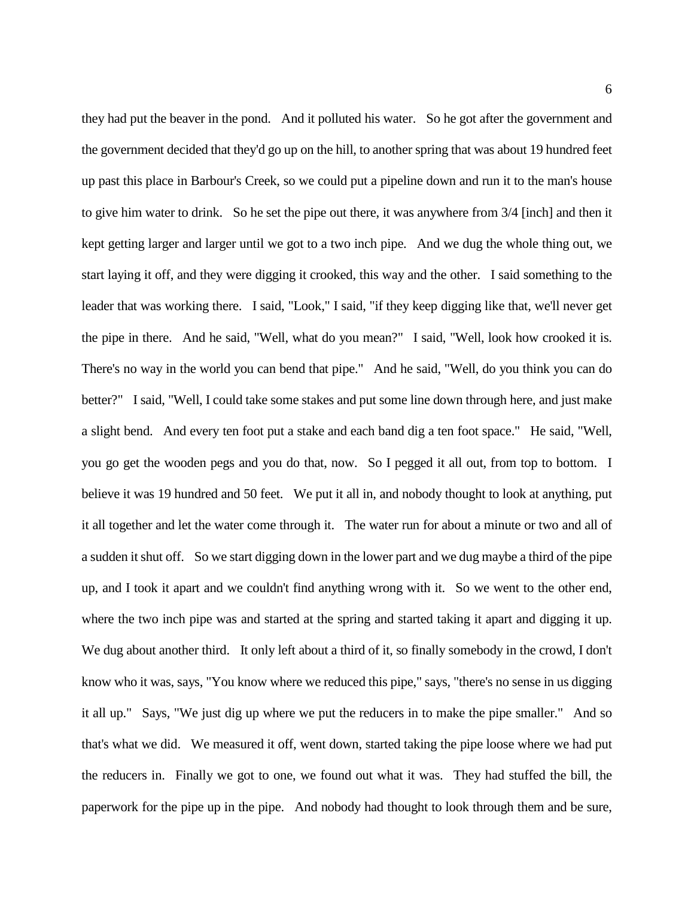they had put the beaver in the pond. And it polluted his water. So he got after the government and the government decided that they'd go up on the hill, to another spring that was about 19 hundred feet up past this place in Barbour's Creek, so we could put a pipeline down and run it to the man's house to give him water to drink. So he set the pipe out there, it was anywhere from 3/4 [inch] and then it kept getting larger and larger until we got to a two inch pipe. And we dug the whole thing out, we start laying it off, and they were digging it crooked, this way and the other. I said something to the leader that was working there. I said, "Look," I said, "if they keep digging like that, we'll never get the pipe in there. And he said, "Well, what do you mean?" I said, "Well, look how crooked it is. There's no way in the world you can bend that pipe." And he said, "Well, do you think you can do better?" I said, "Well, I could take some stakes and put some line down through here, and just make a slight bend. And every ten foot put a stake and each band dig a ten foot space." He said, "Well, you go get the wooden pegs and you do that, now. So I pegged it all out, from top to bottom. I believe it was 19 hundred and 50 feet. We put it all in, and nobody thought to look at anything, put it all together and let the water come through it. The water run for about a minute or two and all of a sudden it shut off. So we start digging down in the lower part and we dug maybe a third of the pipe up, and I took it apart and we couldn't find anything wrong with it. So we went to the other end, where the two inch pipe was and started at the spring and started taking it apart and digging it up. We dug about another third. It only left about a third of it, so finally somebody in the crowd, I don't know who it was, says, "You know where we reduced this pipe," says, "there's no sense in us digging it all up." Says, "We just dig up where we put the reducers in to make the pipe smaller." And so that's what we did. We measured it off, went down, started taking the pipe loose where we had put the reducers in. Finally we got to one, we found out what it was. They had stuffed the bill, the paperwork for the pipe up in the pipe. And nobody had thought to look through them and be sure,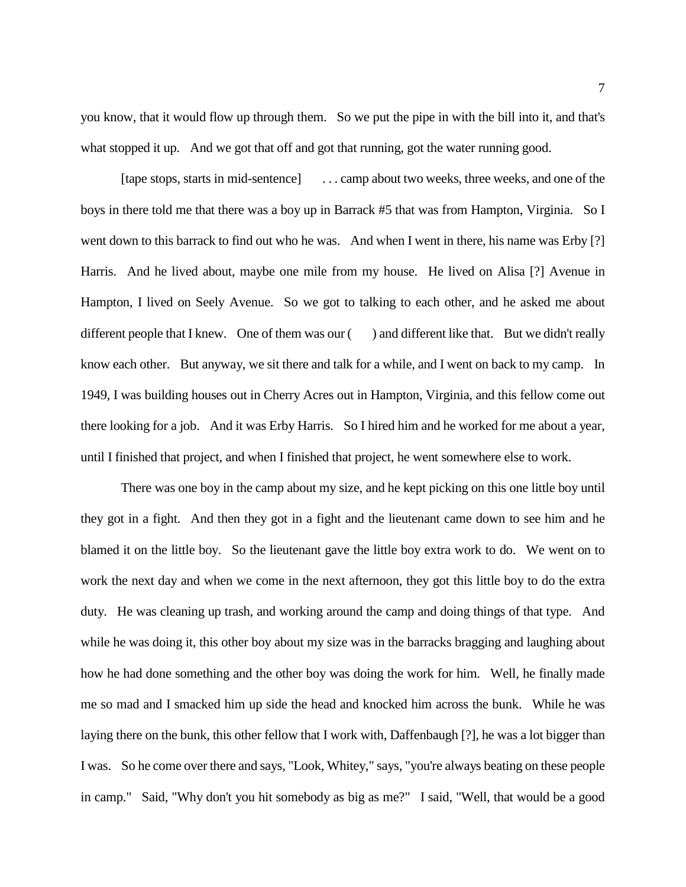you know, that it would flow up through them. So we put the pipe in with the bill into it, and that's what stopped it up. And we got that off and got that running, got the water running good.

[tape stops, starts in mid-sentence] . . . camp about two weeks, three weeks, and one of the boys in there told me that there was a boy up in Barrack #5 that was from Hampton, Virginia. So I went down to this barrack to find out who he was. And when I went in there, his name was Erby [?] Harris. And he lived about, maybe one mile from my house. He lived on Alisa [?] Avenue in Hampton, I lived on Seely Avenue. So we got to talking to each other, and he asked me about different people that I knew. One of them was our (    ) and different like that. But we didn't really know each other. But anyway, we sit there and talk for a while, and I went on back to my camp. In 1949, I was building houses out in Cherry Acres out in Hampton, Virginia, and this fellow come out there looking for a job. And it was Erby Harris. So I hired him and he worked for me about a year, until I finished that project, and when I finished that project, he went somewhere else to work.

There was one boy in the camp about my size, and he kept picking on this one little boy until they got in a fight. And then they got in a fight and the lieutenant came down to see him and he blamed it on the little boy. So the lieutenant gave the little boy extra work to do. We went on to work the next day and when we come in the next afternoon, they got this little boy to do the extra duty. He was cleaning up trash, and working around the camp and doing things of that type. And while he was doing it, this other boy about my size was in the barracks bragging and laughing about how he had done something and the other boy was doing the work for him. Well, he finally made me so mad and I smacked him up side the head and knocked him across the bunk. While he was laying there on the bunk, this other fellow that I work with, Daffenbaugh [?], he was a lot bigger than I was. So he come over there and says, "Look, Whitey," says, "you're always beating on these people in camp." Said, "Why don't you hit somebody as big as me?" I said, "Well, that would be a good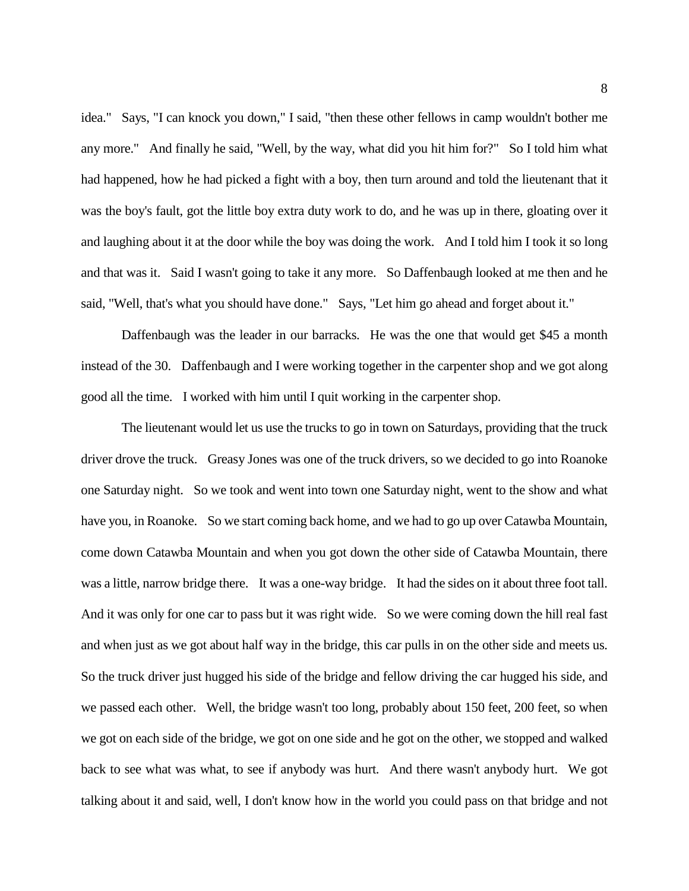idea." Says, "I can knock you down," I said, "then these other fellows in camp wouldn't bother me any more." And finally he said, "Well, by the way, what did you hit him for?" So I told him what had happened, how he had picked a fight with a boy, then turn around and told the lieutenant that it was the boy's fault, got the little boy extra duty work to do, and he was up in there, gloating over it and laughing about it at the door while the boy was doing the work. And I told him I took it so long and that was it. Said I wasn't going to take it any more. So Daffenbaugh looked at me then and he said, "Well, that's what you should have done." Says, "Let him go ahead and forget about it."

Daffenbaugh was the leader in our barracks. He was the one that would get $45 a month instead of the 30. Daffenbaugh and I were working together in the carpenter shop and we got along good all the time. I worked with him until I quit working in the carpenter shop.

The lieutenant would let us use the trucks to go in town on Saturdays, providing that the truck driver drove the truck. Greasy Jones was one of the truck drivers, so we decided to go into Roanoke one Saturday night. So we took and went into town one Saturday night, went to the show and what have you, in Roanoke. So we start coming back home, and we had to go up over Catawba Mountain, come down Catawba Mountain and when you got down the other side of Catawba Mountain, there was a little, narrow bridge there. It was a one-way bridge. It had the sides on it about three foot tall. And it was only for one car to pass but it was right wide. So we were coming down the hill real fast and when just as we got about half way in the bridge, this car pulls in on the other side and meets us. So the truck driver just hugged his side of the bridge and fellow driving the car hugged his side, and we passed each other. Well, the bridge wasn't too long, probably about 150 feet, 200 feet, so when we got on each side of the bridge, we got on one side and he got on the other, we stopped and walked back to see what was what, to see if anybody was hurt. And there wasn't anybody hurt. We got talking about it and said, well, I don't know how in the world you could pass on that bridge and not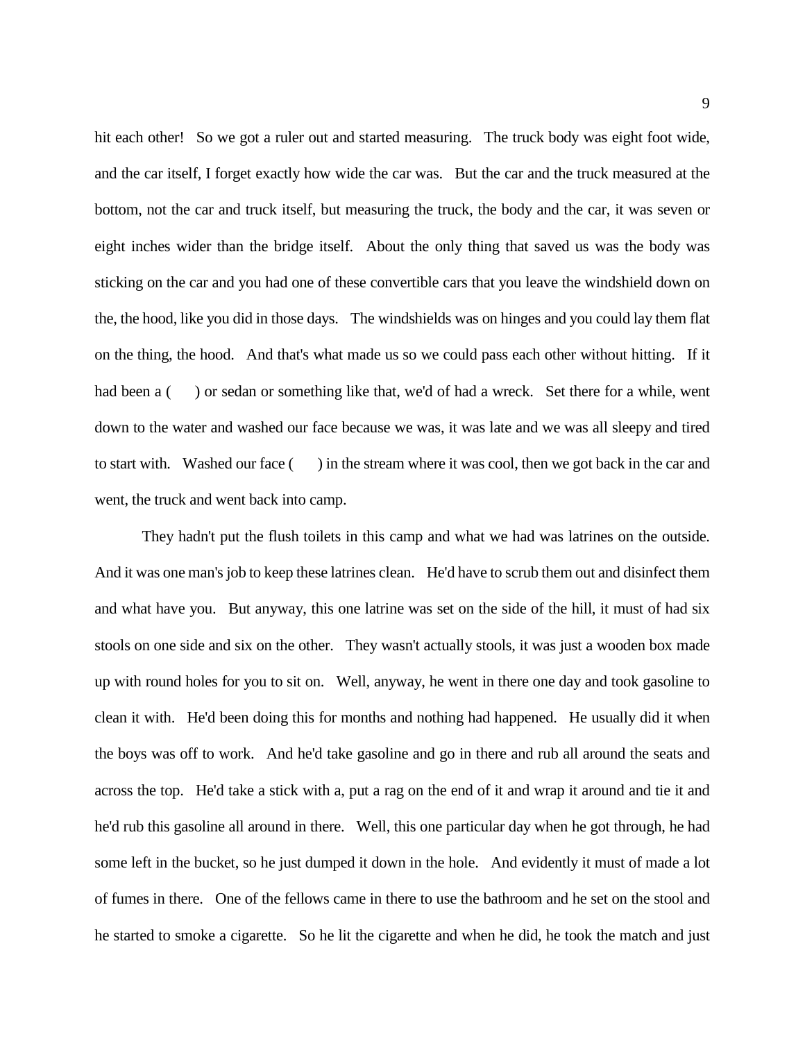hit each other! So we got a ruler out and started measuring. The truck body was eight foot wide, and the car itself, I forget exactly how wide the car was. But the car and the truck measured at the bottom, not the car and truck itself, but measuring the truck, the body and the car, it was seven or eight inches wider than the bridge itself. About the only thing that saved us was the body was sticking on the car and you had one of these convertible cars that you leave the windshield down on the, the hood, like you did in those days. The windshields was on hinges and you could lay them flat on the thing, the hood. And that's what made us so we could pass each other without hitting. If it had been a (  ) or sedan or something like that, we'd of had a wreck. Set there for a while, went down to the water and washed our face because we was, it was late and we was all sleepy and tired to start with. Washed our face (  ) in the stream where it was cool, then we got back in the car and went, the truck and went back into camp.

They hadn't put the flush toilets in this camp and what we had was latrines on the outside. And it was one man's job to keep these latrines clean. He'd have to scrub them out and disinfect them and what have you. But anyway, this one latrine was set on the side of the hill, it must of had six stools on one side and six on the other. They wasn't actually stools, it was just a wooden box made up with round holes for you to sit on. Well, anyway, he went in there one day and took gasoline to clean it with. He'd been doing this for months and nothing had happened. He usually did it when the boys was off to work. And he'd take gasoline and go in there and rub all around the seats and across the top. He'd take a stick with a, put a rag on the end of it and wrap it around and tie it and he'd rub this gasoline all around in there. Well, this one particular day when he got through, he had some left in the bucket, so he just dumped it down in the hole. And evidently it must of made a lot of fumes in there. One of the fellows came in there to use the bathroom and he set on the stool and he started to smoke a cigarette. So he lit the cigarette and when he did, he took the match and just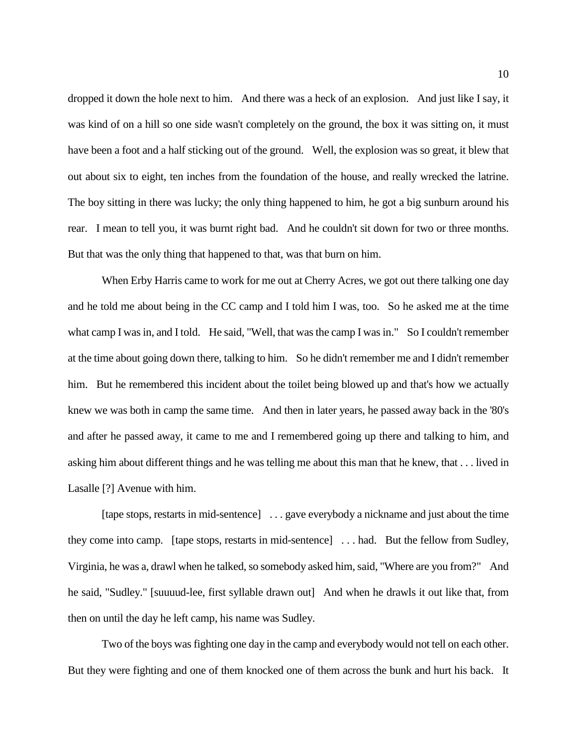dropped it down the hole next to him. And there was a heck of an explosion. And just like I say, it was kind of on a hill so one side wasn't completely on the ground, the box it was sitting on, it must have been a foot and a half sticking out of the ground. Well, the explosion was so great, it blew that out about six to eight, ten inches from the foundation of the house, and really wrecked the latrine. The boy sitting in there was lucky; the only thing happened to him, he got a big sunburn around his rear. I mean to tell you, it was burnt right bad. And he couldn't sit down for two or three months. But that was the only thing that happened to that, was that burn on him.

When Erby Harris came to work for me out at Cherry Acres, we got out there talking one day and he told me about being in the CC camp and I told him I was, too. So he asked me at the time what camp I was in, and I told. He said, "Well, that was the camp I was in." So I couldn't remember at the time about going down there, talking to him. So he didn't remember me and I didn't remember him. But he remembered this incident about the toilet being blowed up and that's how we actually knew we was both in camp the same time. And then in later years, he passed away back in the '80's and after he passed away, it came to me and I remembered going up there and talking to him, and asking him about different things and he was telling me about this man that he knew, that . . . lived in Lasalle [?] Avenue with him.

[tape stops, restarts in mid-sentence] . . . gave everybody a nickname and just about the time they come into camp. [tape stops, restarts in mid-sentence] . . . had. But the fellow from Sudley, Virginia, he was a, drawl when he talked, so somebody asked him, said, "Where are you from?" And he said, "Sudley." [suuuud-lee, first syllable drawn out] And when he drawls it out like that, from then on until the day he left camp, his name was Sudley.

Two of the boys was fighting one day in the camp and everybody would not tell on each other. But they were fighting and one of them knocked one of them across the bunk and hurt his back. It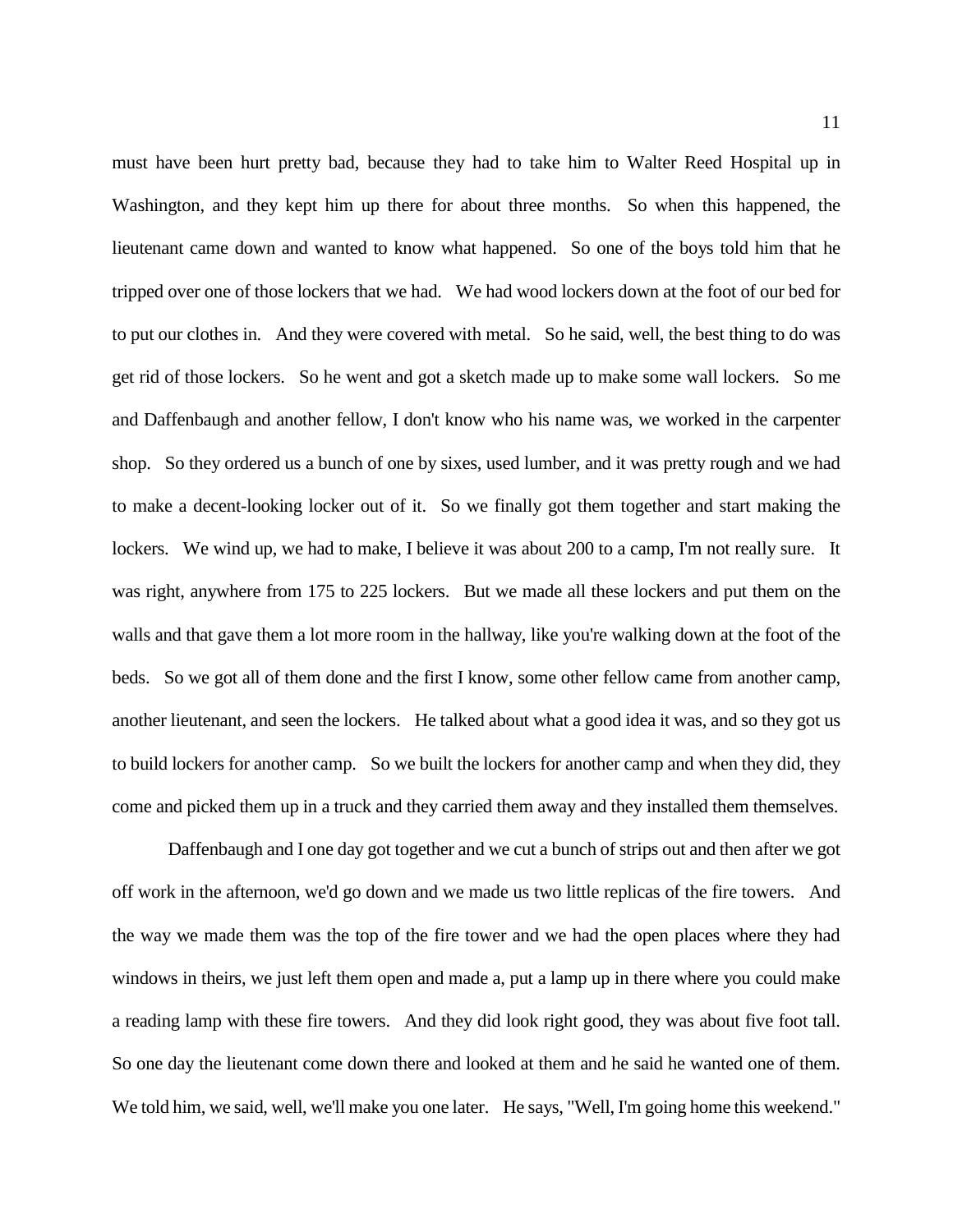must have been hurt pretty bad, because they had to take him to Walter Reed Hospital up in Washington, and they kept him up there for about three months. So when this happened, the lieutenant came down and wanted to know what happened. So one of the boys told him that he tripped over one of those lockers that we had. We had wood lockers down at the foot of our bed for to put our clothes in. And they were covered with metal. So he said, well, the best thing to do was get rid of those lockers. So he went and got a sketch made up to make some wall lockers. So me and Daffenbaugh and another fellow, I don't know who his name was, we worked in the carpenter shop. So they ordered us a bunch of one by sixes, used lumber, and it was pretty rough and we had to make a decent-looking locker out of it. So we finally got them together and start making the lockers. We wind up, we had to make, I believe it was about 200 to a camp, I'm not really sure. It was right, anywhere from 175 to 225 lockers. But we made all these lockers and put them on the walls and that gave them a lot more room in the hallway, like you're walking down at the foot of the beds. So we got all of them done and the first I know, some other fellow came from another camp, another lieutenant, and seen the lockers. He talked about what a good idea it was, and so they got us to build lockers for another camp. So we built the lockers for another camp and when they did, they come and picked them up in a truck and they carried them away and they installed them themselves.

Daffenbaugh and I one day got together and we cut a bunch of strips out and then after we got off work in the afternoon, we'd go down and we made us two little replicas of the fire towers. And the way we made them was the top of the fire tower and we had the open places where they had windows in theirs, we just left them open and made a, put a lamp up in there where you could make a reading lamp with these fire towers. And they did look right good, they was about five foot tall. So one day the lieutenant come down there and looked at them and he said he wanted one of them. We told him, we said, well, we'll make you one later. He says, "Well, I'm going home this weekend."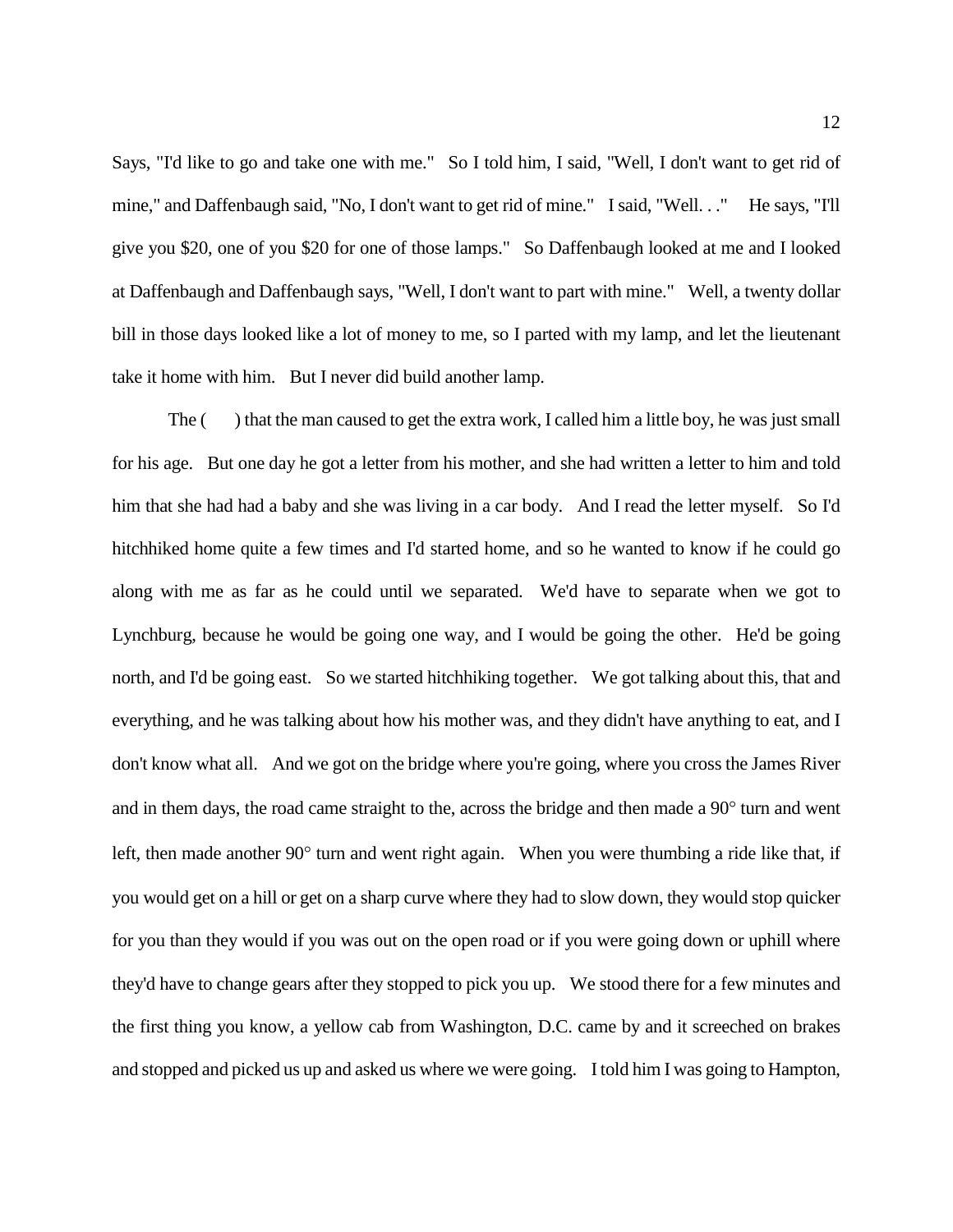Says, "I'd like to go and take one with me." So I told him, I said, "Well, I don't want to get rid of mine," and Daffenbaugh said, "No, I don't want to get rid of mine." I said, "Well. . ." He says, "I'll give you $20, one of you $20 for one of those lamps." So Daffenbaugh looked at me and I looked at Daffenbaugh and Daffenbaugh says, "Well, I don't want to part with mine." Well, a twenty dollar bill in those days looked like a lot of money to me, so I parted with my lamp, and let the lieutenant take it home with him. But I never did build another lamp.

The ( ) that the man caused to get the extra work, I called him a little boy, he was just small for his age. But one day he got a letter from his mother, and she had written a letter to him and told him that she had had a baby and she was living in a car body. And I read the letter myself. So I'd hitchhiked home quite a few times and I'd started home, and so he wanted to know if he could go along with me as far as he could until we separated. We'd have to separate when we got to Lynchburg, because he would be going one way, and I would be going the other. He'd be going north, and I'd be going east. So we started hitchhiking together. We got talking about this, that and everything, and he was talking about how his mother was, and they didn't have anything to eat, and I don't know what all. And we got on the bridge where you're going, where you cross the James River and in them days, the road came straight to the, across the bridge and then made a 90° turn and went left, then made another 90° turn and went right again. When you were thumbing a ride like that, if you would get on a hill or get on a sharp curve where they had to slow down, they would stop quicker for you than they would if you was out on the open road or if you were going down or uphill where they'd have to change gears after they stopped to pick you up. We stood there for a few minutes and the first thing you know, a yellow cab from Washington, D.C. came by and it screeched on brakes and stopped and picked us up and asked us where we were going. I told him I was going to Hampton,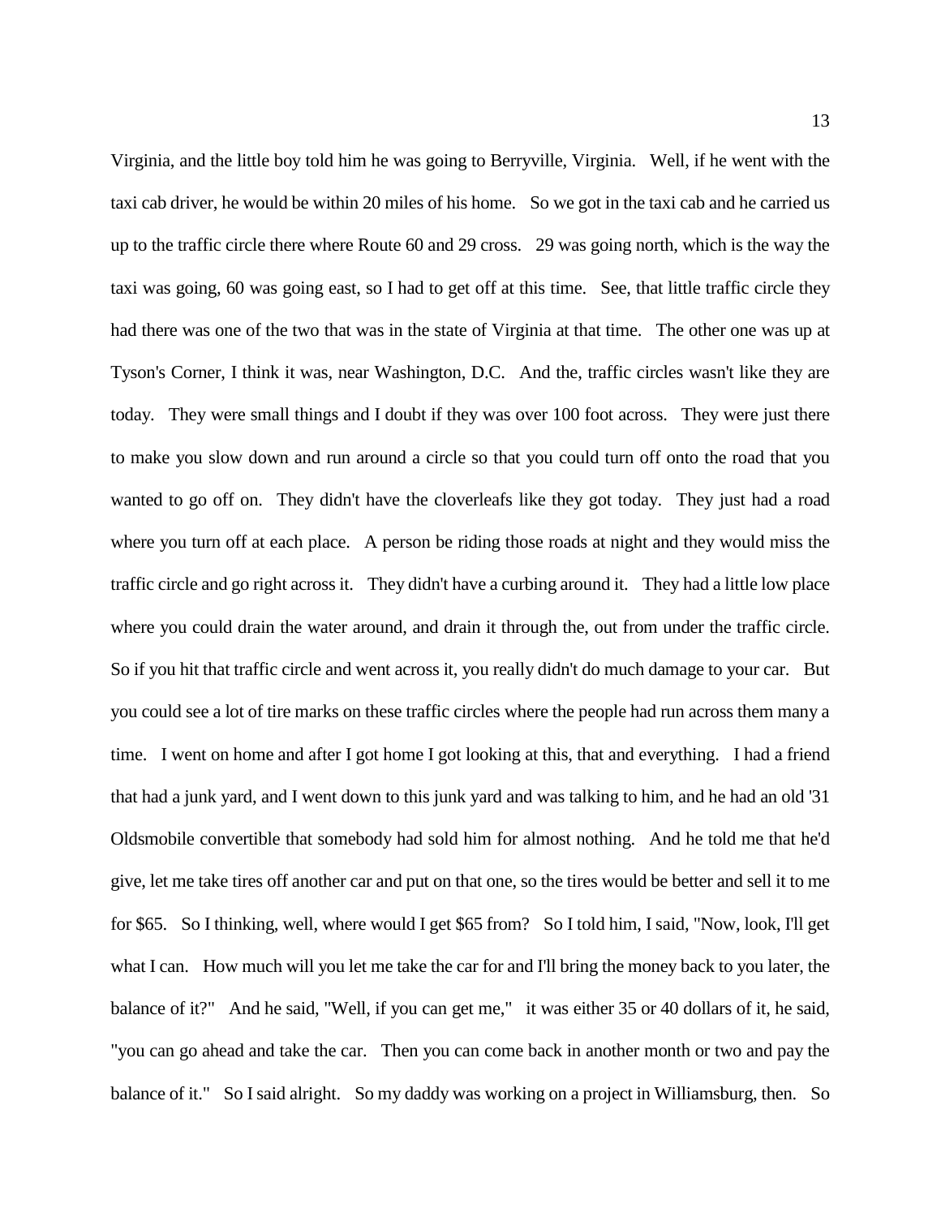Virginia, and the little boy told him he was going to Berryville, Virginia. Well, if he went with the taxi cab driver, he would be within 20 miles of his home. So we got in the taxi cab and he carried us up to the traffic circle there where Route 60 and 29 cross. 29 was going north, which is the way the taxi was going, 60 was going east, so I had to get off at this time. See, that little traffic circle they had there was one of the two that was in the state of Virginia at that time. The other one was up at Tyson's Corner, I think it was, near Washington, D.C. And the, traffic circles wasn't like they are today. They were small things and I doubt if they was over 100 foot across. They were just there to make you slow down and run around a circle so that you could turn off onto the road that you wanted to go off on. They didn't have the cloverleafs like they got today. They just had a road where you turn off at each place. A person be riding those roads at night and they would miss the traffic circle and go right across it. They didn't have a curbing around it. They had a little low place where you could drain the water around, and drain it through the, out from under the traffic circle. So if you hit that traffic circle and went across it, you really didn't do much damage to your car. But you could see a lot of tire marks on these traffic circles where the people had run across them many a time. I went on home and after I got home I got looking at this, that and everything. I had a friend that had a junk yard, and I went down to this junk yard and was talking to him, and he had an old '31 Oldsmobile convertible that somebody had sold him for almost nothing. And he told me that he'd give, let me take tires off another car and put on that one, so the tires would be better and sell it to me for $65. So I thinking, well, where would I get $65 from? So I told him, I said, "Now, look, I'll get what I can. How much will you let me take the car for and I'll bring the money back to you later, the balance of it?" And he said, "Well, if you can get me," it was either 35 or 40 dollars of it, he said, "you can go ahead and take the car. Then you can come back in another month or two and pay the balance of it." So I said alright. So my daddy was working on a project in Williamsburg, then. So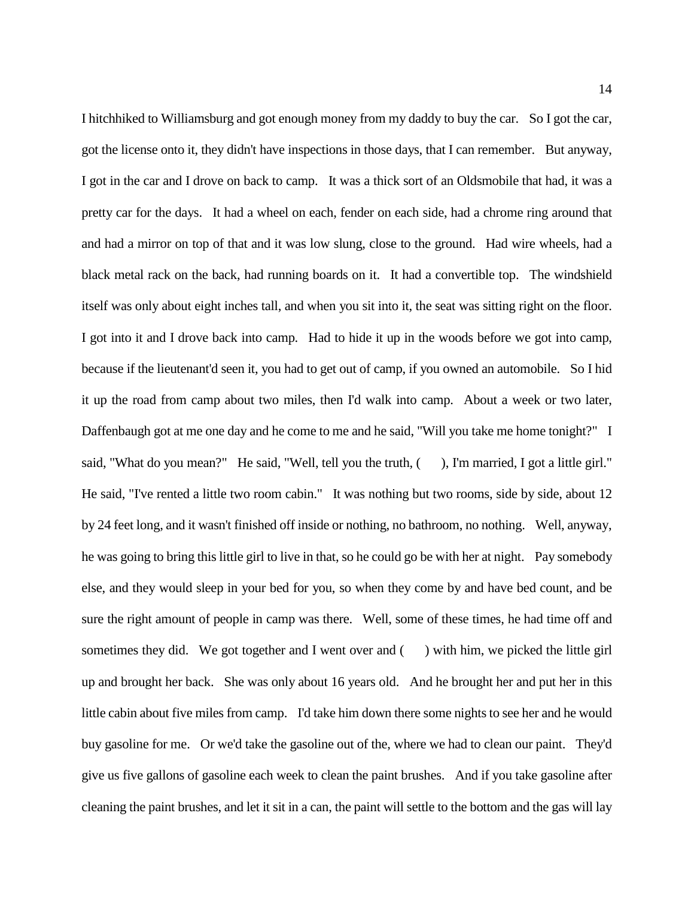I hitchhiked to Williamsburg and got enough money from my daddy to buy the car. So I got the car, got the license onto it, they didn't have inspections in those days, that I can remember. But anyway, I got in the car and I drove on back to camp. It was a thick sort of an Oldsmobile that had, it was a pretty car for the days. It had a wheel on each, fender on each side, had a chrome ring around that and had a mirror on top of that and it was low slung, close to the ground. Had wire wheels, had a black metal rack on the back, had running boards on it. It had a convertible top. The windshield itself was only about eight inches tall, and when you sit into it, the seat was sitting right on the floor. I got into it and I drove back into camp. Had to hide it up in the woods before we got into camp, because if the lieutenant'd seen it, you had to get out of camp, if you owned an automobile. So I hid it up the road from camp about two miles, then I'd walk into camp. About a week or two later, Daffenbaugh got at me one day and he come to me and he said, "Will you take me home tonight?" I said, "What do you mean?" He said, "Well, tell you the truth, ( ), I'm married, I got a little girl." He said, "I've rented a little two room cabin." It was nothing but two rooms, side by side, about 12 by 24 feet long, and it wasn't finished off inside or nothing, no bathroom, no nothing. Well, anyway, he was going to bring this little girl to live in that, so he could go be with her at night. Pay somebody else, and they would sleep in your bed for you, so when they come by and have bed count, and be sure the right amount of people in camp was there. Well, some of these times, he had time off and sometimes they did. We got together and I went over and ( ) with him, we picked the little girl up and brought her back. She was only about 16 years old. And he brought her and put her in this little cabin about five miles from camp. I'd take him down there some nights to see her and he would buy gasoline for me. Or we'd take the gasoline out of the, where we had to clean our paint. They'd give us five gallons of gasoline each week to clean the paint brushes. And if you take gasoline after cleaning the paint brushes, and let it sit in a can, the paint will settle to the bottom and the gas will lay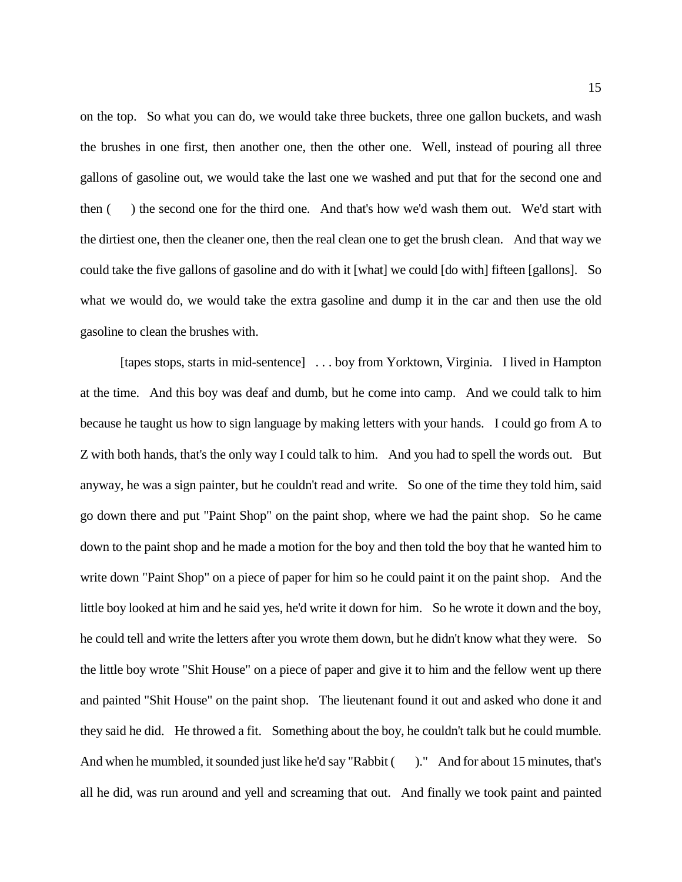on the top. So what you can do, we would take three buckets, three one gallon buckets, and wash the brushes in one first, then another one, then the other one. Well, instead of pouring all three gallons of gasoline out, we would take the last one we washed and put that for the second one and then ( ) the second one for the third one. And that's how we'd wash them out. We'd start with the dirtiest one, then the cleaner one, then the real clean one to get the brush clean. And that way we could take the five gallons of gasoline and do with it [what] we could [do with] fifteen [gallons]. So what we would do, we would take the extra gasoline and dump it in the car and then use the old gasoline to clean the brushes with.

[tapes stops, starts in mid-sentence] . . . boy from Yorktown, Virginia. I lived in Hampton at the time. And this boy was deaf and dumb, but he come into camp. And we could talk to him because he taught us how to sign language by making letters with your hands. I could go from A to Z with both hands, that's the only way I could talk to him. And you had to spell the words out. But anyway, he was a sign painter, but he couldn't read and write. So one of the time they told him, said go down there and put "Paint Shop" on the paint shop, where we had the paint shop. So he came down to the paint shop and he made a motion for the boy and then told the boy that he wanted him to write down "Paint Shop" on a piece of paper for him so he could paint it on the paint shop. And the little boy looked at him and he said yes, he'd write it down for him. So he wrote it down and the boy, he could tell and write the letters after you wrote them down, but he didn't know what they were. So the little boy wrote "Shit House" on a piece of paper and give it to him and the fellow went up there and painted "Shit House" on the paint shop. The lieutenant found it out and asked who done it and they said he did. He throwed a fit. Something about the boy, he couldn't talk but he could mumble. And when he mumbled, it sounded just like he'd say "Rabbit ( )." And for about 15 minutes, that's all he did, was run around and yell and screaming that out. And finally we took paint and painted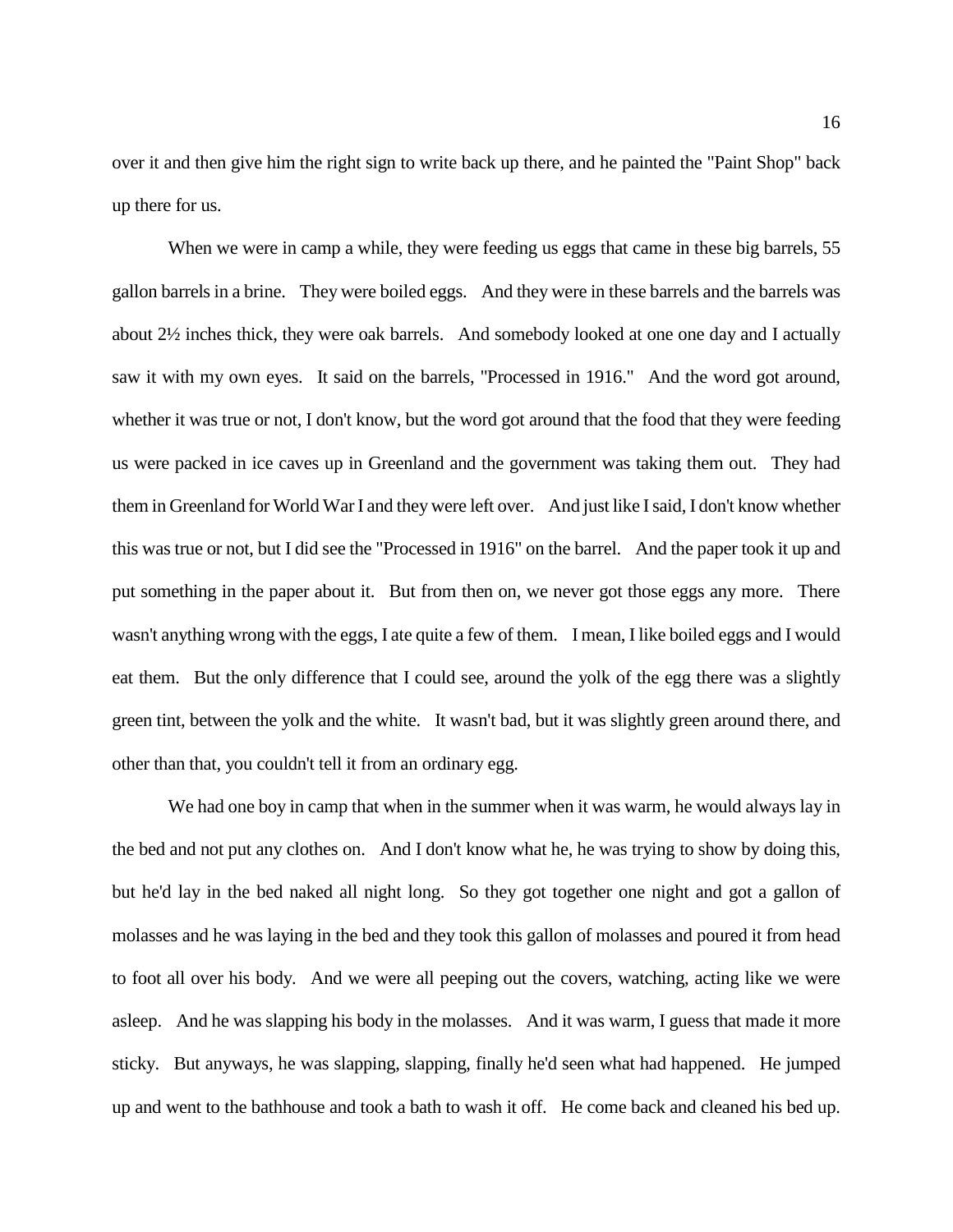over it and then give him the right sign to write back up there, and he painted the "Paint Shop" back up there for us.

When we were in camp a while, they were feeding us eggs that came in these big barrels, 55 gallon barrels in a brine. They were boiled eggs. And they were in these barrels and the barrels was about 2½ inches thick, they were oak barrels. And somebody looked at one one day and I actually saw it with my own eyes. It said on the barrels, "Processed in 1916." And the word got around, whether it was true or not, I don't know, but the word got around that the food that they were feeding us were packed in ice caves up in Greenland and the government was taking them out. They had them in Greenland for World War I and they were left over. And just like I said, I don't know whether this was true or not, but I did see the "Processed in 1916" on the barrel. And the paper took it up and put something in the paper about it. But from then on, we never got those eggs any more. There wasn't anything wrong with the eggs, I ate quite a few of them. I mean, I like boiled eggs and I would eat them. But the only difference that I could see, around the yolk of the egg there was a slightly green tint, between the yolk and the white. It wasn't bad, but it was slightly green around there, and other than that, you couldn't tell it from an ordinary egg.

We had one boy in camp that when in the summer when it was warm, he would always lay in the bed and not put any clothes on. And I don't know what he, he was trying to show by doing this, but he'd lay in the bed naked all night long. So they got together one night and got a gallon of molasses and he was laying in the bed and they took this gallon of molasses and poured it from head to foot all over his body. And we were all peeping out the covers, watching, acting like we were asleep. And he was slapping his body in the molasses. And it was warm, I guess that made it more sticky. But anyways, he was slapping, slapping, finally he'd seen what had happened. He jumped up and went to the bathhouse and took a bath to wash it off. He come back and cleaned his bed up.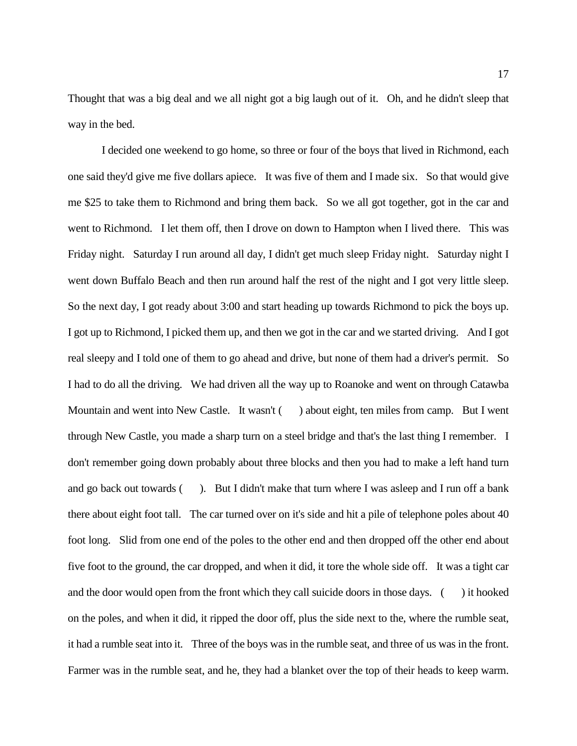Thought that was a big deal and we all night got a big laugh out of it. Oh, and he didn't sleep that way in the bed.

I decided one weekend to go home, so three or four of the boys that lived in Richmond, each one said they'd give me five dollars apiece. It was five of them and I made six. So that would give me $25 to take them to Richmond and bring them back. So we all got together, got in the car and went to Richmond. I let them off, then I drove on down to Hampton when I lived there. This was Friday night. Saturday I run around all day, I didn't get much sleep Friday night. Saturday night I went down Buffalo Beach and then run around half the rest of the night and I got very little sleep. So the next day, I got ready about 3:00 and start heading up towards Richmond to pick the boys up. I got up to Richmond, I picked them up, and then we got in the car and we started driving. And I got real sleepy and I told one of them to go ahead and drive, but none of them had a driver's permit. So I had to do all the driving. We had driven all the way up to Roanoke and went on through Catawba Mountain and went into New Castle. It wasn't ( ) about eight, ten miles from camp. But I went through New Castle, you made a sharp turn on a steel bridge and that's the last thing I remember. I don't remember going down probably about three blocks and then you had to make a left hand turn and go back out towards ( ). But I didn't make that turn where I was asleep and I run off a bank there about eight foot tall. The car turned over on it's side and hit a pile of telephone poles about 40 foot long. Slid from one end of the poles to the other end and then dropped off the other end about five foot to the ground, the car dropped, and when it did, it tore the whole side off. It was a tight car and the door would open from the front which they call suicide doors in those days. ( ) it hooked on the poles, and when it did, it ripped the door off, plus the side next to the, where the rumble seat, it had a rumble seat into it. Three of the boys was in the rumble seat, and three of us was in the front. Farmer was in the rumble seat, and he, they had a blanket over the top of their heads to keep warm.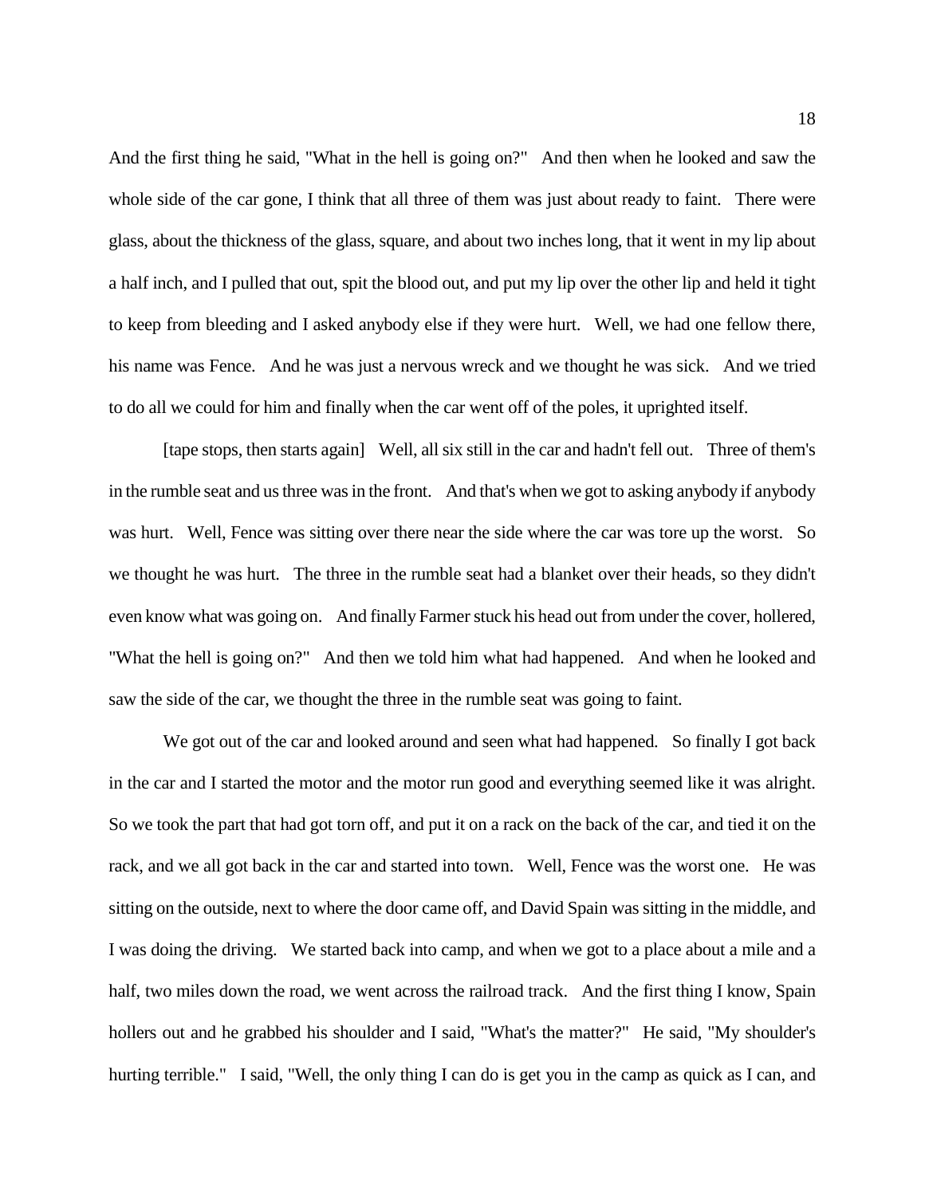And the first thing he said, "What in the hell is going on?" And then when he looked and saw the whole side of the car gone, I think that all three of them was just about ready to faint. There were glass, about the thickness of the glass, square, and about two inches long, that it went in my lip about a half inch, and I pulled that out, spit the blood out, and put my lip over the other lip and held it tight to keep from bleeding and I asked anybody else if they were hurt. Well, we had one fellow there, his name was Fence. And he was just a nervous wreck and we thought he was sick. And we tried to do all we could for him and finally when the car went off of the poles, it uprighted itself.

[tape stops, then starts again] Well, all six still in the car and hadn't fell out. Three of them's in the rumble seat and us three was in the front. And that's when we got to asking anybody if anybody was hurt. Well, Fence was sitting over there near the side where the car was tore up the worst. So we thought he was hurt. The three in the rumble seat had a blanket over their heads, so they didn't even know what was going on. And finally Farmer stuck his head out from under the cover, hollered, "What the hell is going on?" And then we told him what had happened. And when he looked and saw the side of the car, we thought the three in the rumble seat was going to faint.

We got out of the car and looked around and seen what had happened. So finally I got back in the car and I started the motor and the motor run good and everything seemed like it was alright. So we took the part that had got torn off, and put it on a rack on the back of the car, and tied it on the rack, and we all got back in the car and started into town. Well, Fence was the worst one. He was sitting on the outside, next to where the door came off, and David Spain was sitting in the middle, and I was doing the driving. We started back into camp, and when we got to a place about a mile and a half, two miles down the road, we went across the railroad track. And the first thing I know, Spain hollers out and he grabbed his shoulder and I said, "What's the matter?" He said, "My shoulder's hurting terrible." I said, "Well, the only thing I can do is get you in the camp as quick as I can, and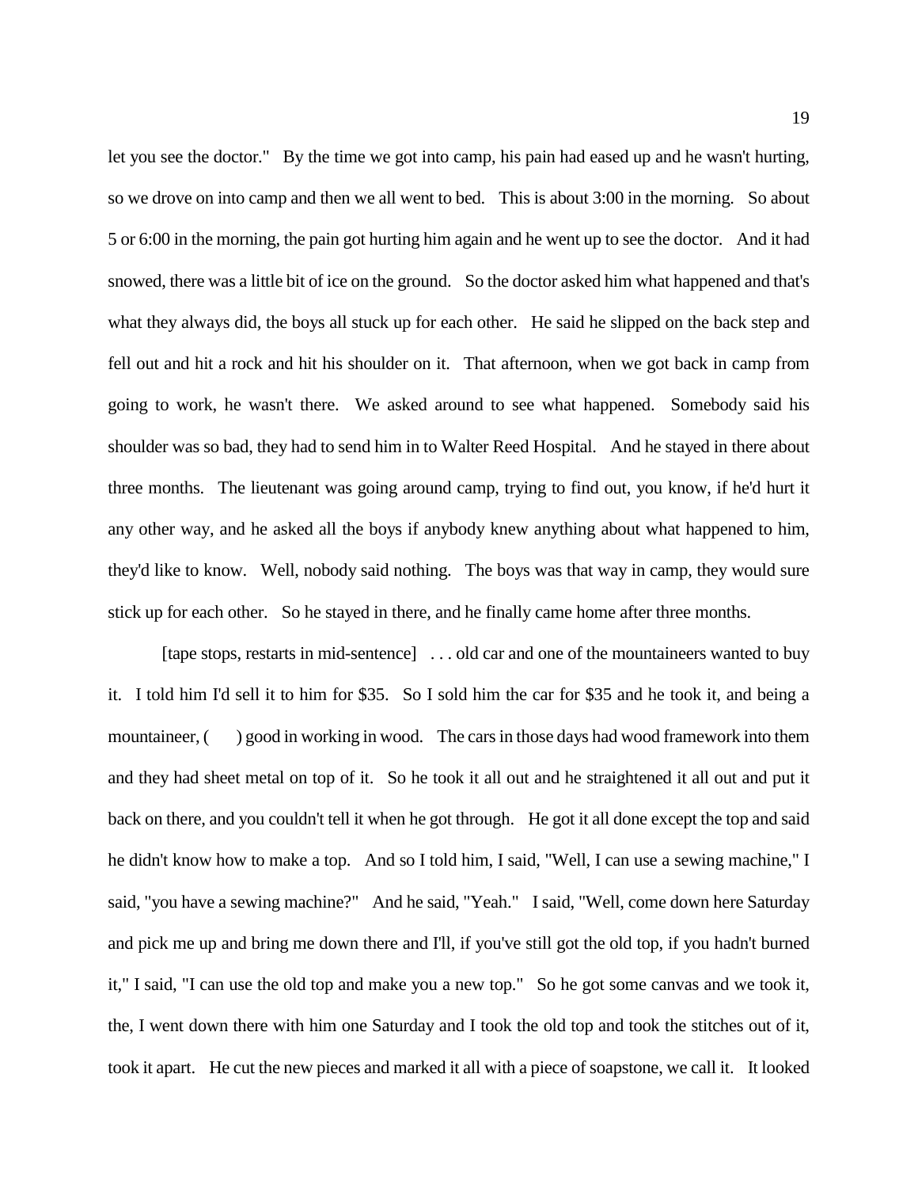let you see the doctor." By the time we got into camp, his pain had eased up and he wasn't hurting, so we drove on into camp and then we all went to bed. This is about 3:00 in the morning. So about 5 or 6:00 in the morning, the pain got hurting him again and he went up to see the doctor. And it had snowed, there was a little bit of ice on the ground. So the doctor asked him what happened and that's what they always did, the boys all stuck up for each other. He said he slipped on the back step and fell out and hit a rock and hit his shoulder on it. That afternoon, when we got back in camp from going to work, he wasn't there. We asked around to see what happened. Somebody said his shoulder was so bad, they had to send him in to Walter Reed Hospital. And he stayed in there about three months. The lieutenant was going around camp, trying to find out, you know, if he'd hurt it any other way, and he asked all the boys if anybody knew anything about what happened to him, they'd like to know. Well, nobody said nothing. The boys was that way in camp, they would sure stick up for each other. So he stayed in there, and he finally came home after three months.

[tape stops, restarts in mid-sentence] . . . old car and one of the mountaineers wanted to buy it. I told him I'd sell it to him for $35. So I sold him the car for $35 and he took it, and being a mountaineer, ( ) good in working in wood. The cars in those days had wood framework into them and they had sheet metal on top of it. So he took it all out and he straightened it all out and put it back on there, and you couldn't tell it when he got through. He got it all done except the top and said he didn't know how to make a top. And so I told him, I said, "Well, I can use a sewing machine," I said, "you have a sewing machine?" And he said, "Yeah." I said, "Well, come down here Saturday and pick me up and bring me down there and I'll, if you've still got the old top, if you hadn't burned it," I said, "I can use the old top and make you a new top." So he got some canvas and we took it, the, I went down there with him one Saturday and I took the old top and took the stitches out of it, took it apart. He cut the new pieces and marked it all with a piece of soapstone, we call it. It looked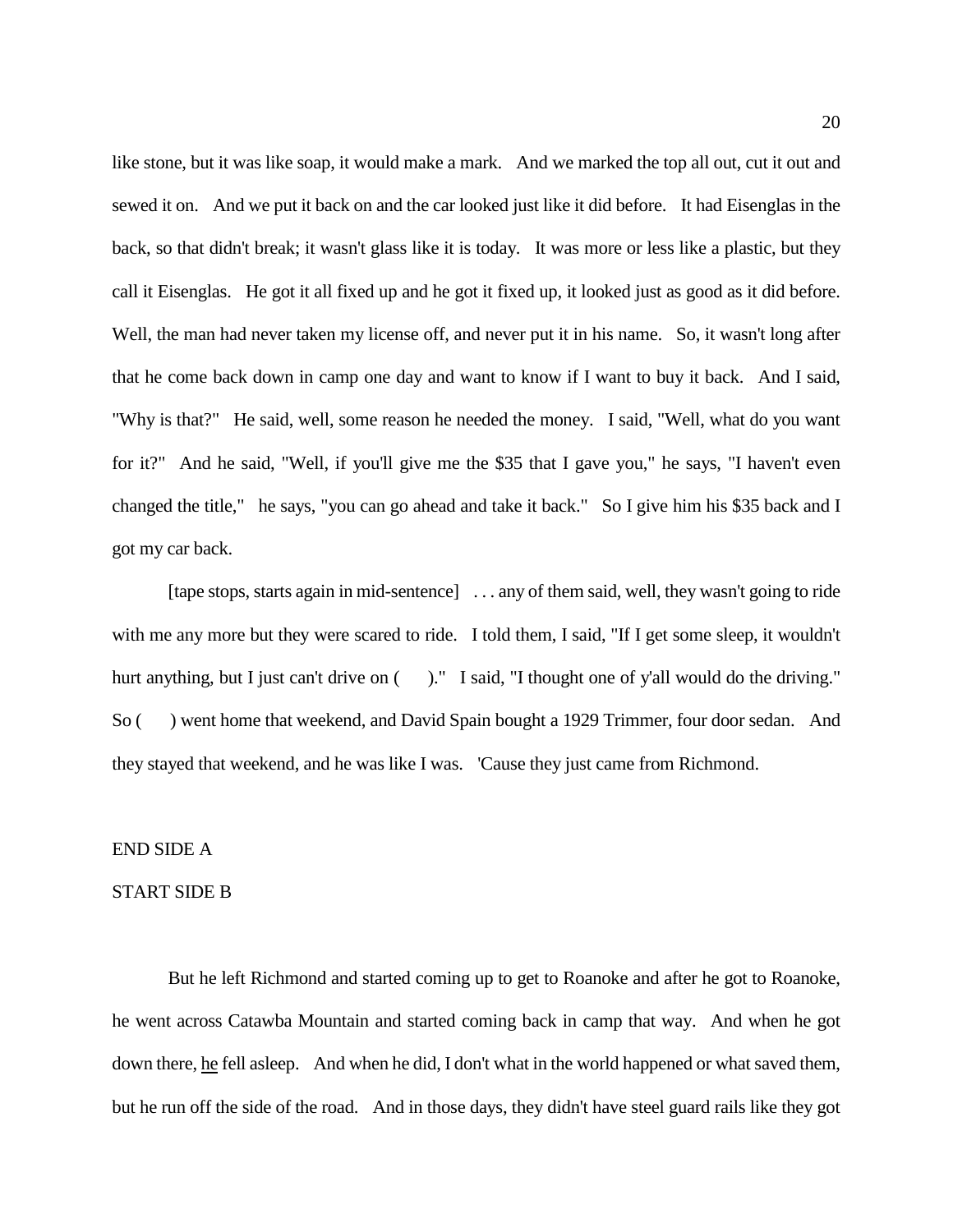like stone, but it was like soap, it would make a mark. And we marked the top all out, cut it out and sewed it on. And we put it back on and the car looked just like it did before. It had Eisenglas in the back, so that didn't break; it wasn't glass like it is today. It was more or less like a plastic, but they call it Eisenglas. He got it all fixed up and he got it fixed up, it looked just as good as it did before. Well, the man had never taken my license off, and never put it in his name. So, it wasn't long after that he come back down in camp one day and want to know if I want to buy it back. And I said, "Why is that?" He said, well, some reason he needed the money. I said, "Well, what do you want for it?" And he said, "Well, if you'll give me the $35 that I gave you," he says, "I haven't even changed the title," he says, "you can go ahead and take it back." So I give him his $35 back and I got my car back.

[tape stops, starts again in mid-sentence] . . . any of them said, well, they wasn't going to ride with me any more but they were scared to ride. I told them, I said, "If I get some sleep, it wouldn't hurt anything, but I just can't drive on ( )." I said, "I thought one of y'all would do the driving." So ( ) went home that weekend, and David Spain bought a 1929 Trimmer, four door sedan. And they stayed that weekend, and he was like I was. 'Cause they just came from Richmond.

END SIDE A

START SIDE B

But he left Richmond and started coming up to get to Roanoke and after he got to Roanoke, he went across Catawba Mountain and started coming back in camp that way. And when he got down there, <u>he</u> fell asleep. And when he did, I don't what in the world happened or what saved them, but he run off the side of the road. And in those days, they didn't have steel guard rails like they got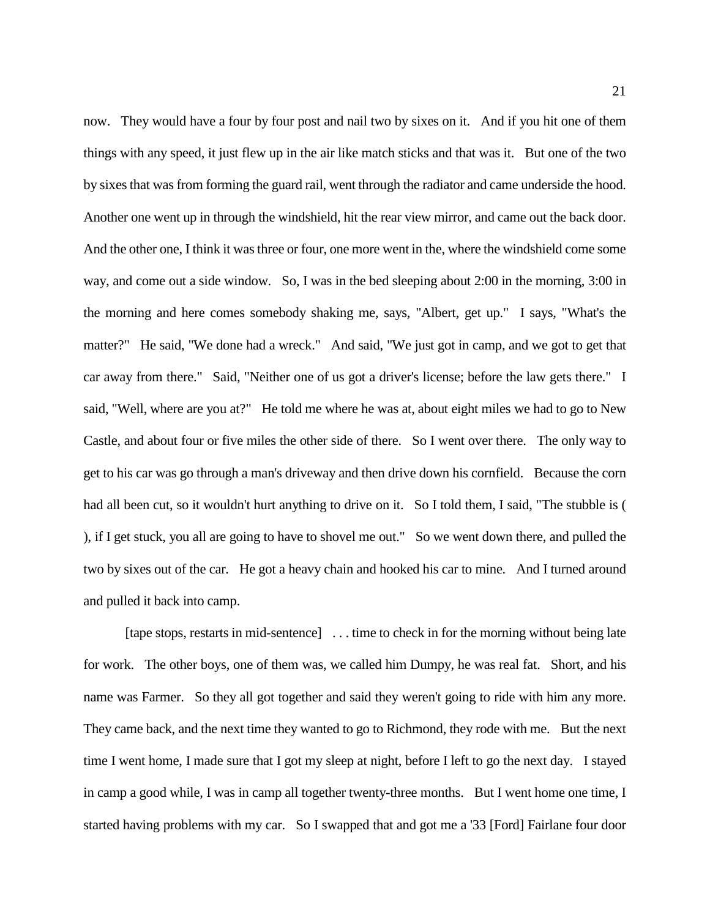now. They would have a four by four post and nail two by sixes on it. And if you hit one of them things with any speed, it just flew up in the air like match sticks and that was it. But one of the two by sixes that was from forming the guard rail, went through the radiator and came underside the hood. Another one went up in through the windshield, hit the rear view mirror, and came out the back door. And the other one, I think it was three or four, one more went in the, where the windshield come some way, and come out a side window. So, I was in the bed sleeping about 2:00 in the morning, 3:00 in the morning and here comes somebody shaking me, says, "Albert, get up." I says, "What's the matter?" He said, "We done had a wreck." And said, "We just got in camp, and we got to get that car away from there." Said, "Neither one of us got a driver's license; before the law gets there." I said, "Well, where are you at?" He told me where he was at, about eight miles we had to go to New Castle, and about four or five miles the other side of there. So I went over there. The only way to get to his car was go through a man's driveway and then drive down his cornfield. Because the corn had all been cut, so it wouldn't hurt anything to drive on it. So I told them, I said, "The stubble is ( ), if I get stuck, you all are going to have to shovel me out." So we went down there, and pulled the two by sixes out of the car. He got a heavy chain and hooked his car to mine. And I turned around and pulled it back into camp.

[tape stops, restarts in mid-sentence] . . . time to check in for the morning without being late for work. The other boys, one of them was, we called him Dumpy, he was real fat. Short, and his name was Farmer. So they all got together and said they weren't going to ride with him any more. They came back, and the next time they wanted to go to Richmond, they rode with me. But the next time I went home, I made sure that I got my sleep at night, before I left to go the next day. I stayed in camp a good while, I was in camp all together twenty-three months. But I went home one time, I started having problems with my car. So I swapped that and got me a '33 [Ford] Fairlane four door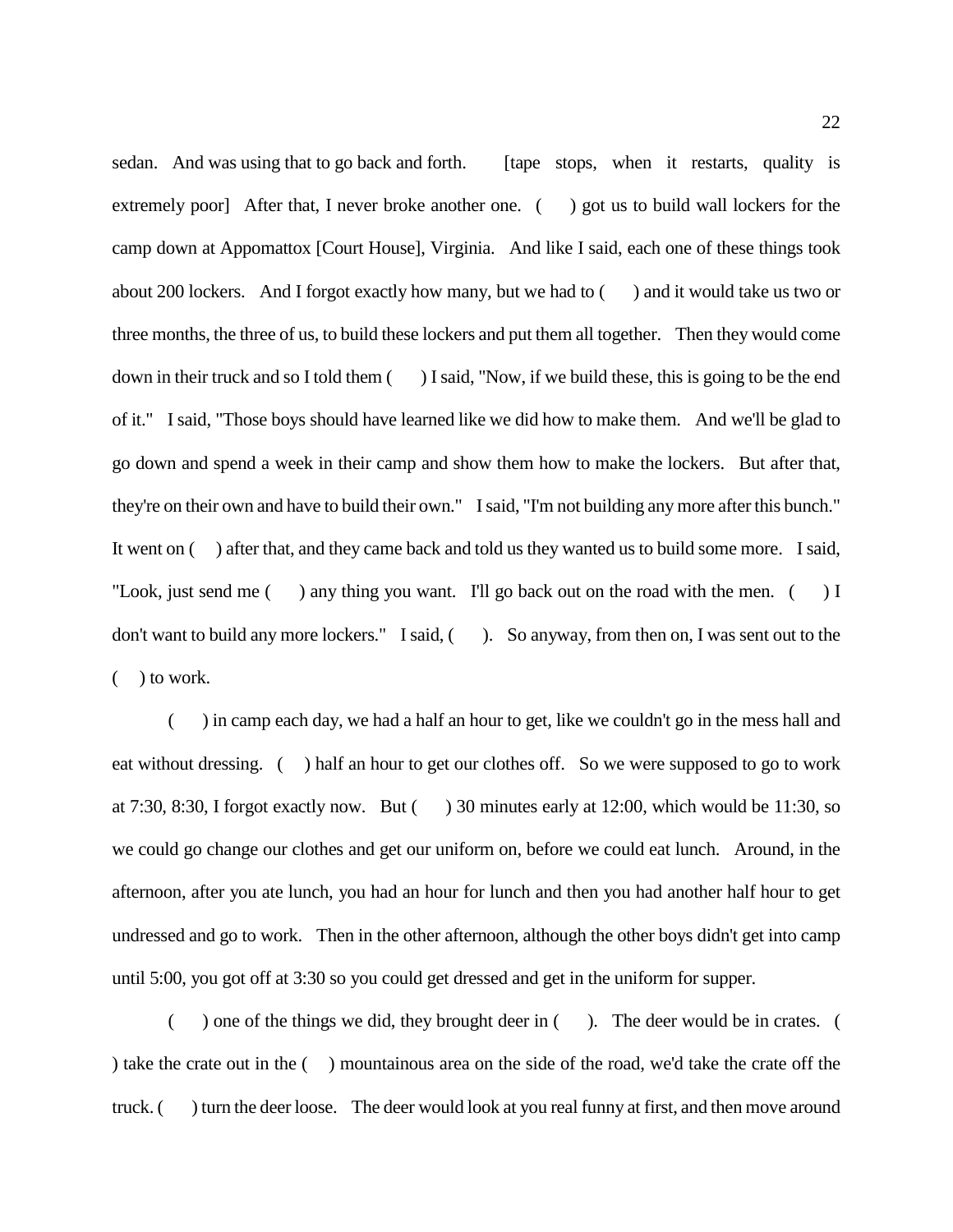sedan. And was using that to go back and forth. [tape stops, when it restarts, quality is extremely poor] After that, I never broke another one. ( ) got us to build wall lockers for the camp down at Appomattox [Court House], Virginia. And like I said, each one of these things took about 200 lockers. And I forgot exactly how many, but we had to ( ) and it would take us two or three months, the three of us, to build these lockers and put them all together. Then they would come down in their truck and so I told them ( ) I said, "Now, if we build these, this is going to be the end of it." I said, "Those boys should have learned like we did how to make them. And we'll be glad to go down and spend a week in their camp and show them how to make the lockers. But after that, they're on their own and have to build their own." I said, "I'm not building any more after this bunch." It went on ( ) after that, and they came back and told us they wanted us to build some more. I said, "Look, just send me ( ) any thing you want. I'll go back out on the road with the men. ( ) I don't want to build any more lockers." I said, ( ). So anyway, from then on, I was sent out to the ( ) to work.

( ) in camp each day, we had a half an hour to get, like we couldn't go in the mess hall and eat without dressing. ( ) half an hour to get our clothes off. So we were supposed to go to work at 7:30, 8:30, I forgot exactly now. But ( ) 30 minutes early at 12:00, which would be 11:30, so we could go change our clothes and get our uniform on, before we could eat lunch. Around, in the afternoon, after you ate lunch, you had an hour for lunch and then you had another half hour to get undressed and go to work. Then in the other afternoon, although the other boys didn't get into camp until 5:00, you got off at 3:30 so you could get dressed and get in the uniform for supper.

( ) one of the things we did, they brought deer in ( ). The deer would be in crates. ( ) take the crate out in the ( ) mountainous area on the side of the road, we'd take the crate off the truck. ( ) turn the deer loose. The deer would look at you real funny at first, and then move around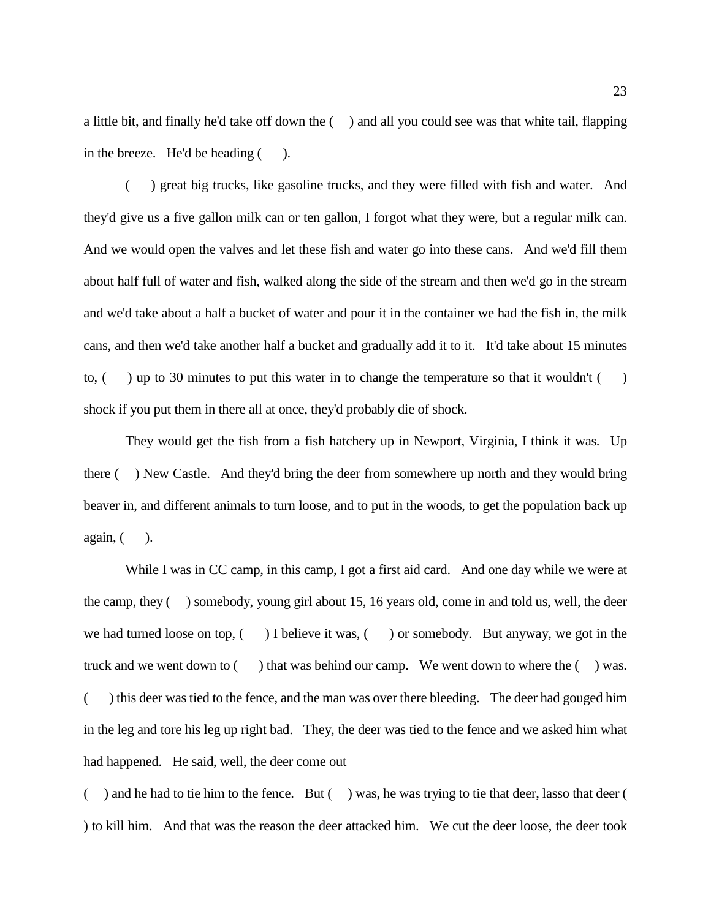a little bit, and finally he'd take off down the ( ) and all you could see was that white tail, flapping in the breeze. He'd be heading ( ).

( ) great big trucks, like gasoline trucks, and they were filled with fish and water. And they'd give us a five gallon milk can or ten gallon, I forgot what they were, but a regular milk can. And we would open the valves and let these fish and water go into these cans. And we'd fill them about half full of water and fish, walked along the side of the stream and then we'd go in the stream and we'd take about a half a bucket of water and pour it in the container we had the fish in, the milk cans, and then we'd take another half a bucket and gradually add it to it. It'd take about 15 minutes to, ( ) up to 30 minutes to put this water in to change the temperature so that it wouldn't ( ) shock if you put them in there all at once, they'd probably die of shock.

They would get the fish from a fish hatchery up in Newport, Virginia, I think it was. Up there ( ) New Castle. And they'd bring the deer from somewhere up north and they would bring beaver in, and different animals to turn loose, and to put in the woods, to get the population back up again, ( ).

While I was in CC camp, in this camp, I got a first aid card. And one day while we were at the camp, they ( ) somebody, young girl about 15, 16 years old, come in and told us, well, the deer we had turned loose on top, ( ) I believe it was, ( ) or somebody. But anyway, we got in the truck and we went down to ( ) that was behind our camp. We went down to where the ( ) was. ( ) this deer was tied to the fence, and the man was over there bleeding. The deer had gouged him in the leg and tore his leg up right bad. They, the deer was tied to the fence and we asked him what had happened. He said, well, the deer come out ( ) and he had to tie him to the fence. But ( ) was, he was trying to tie that deer, lasso that deer ( ) to kill him. And that was the reason the deer attacked him. We cut the deer loose, the deer took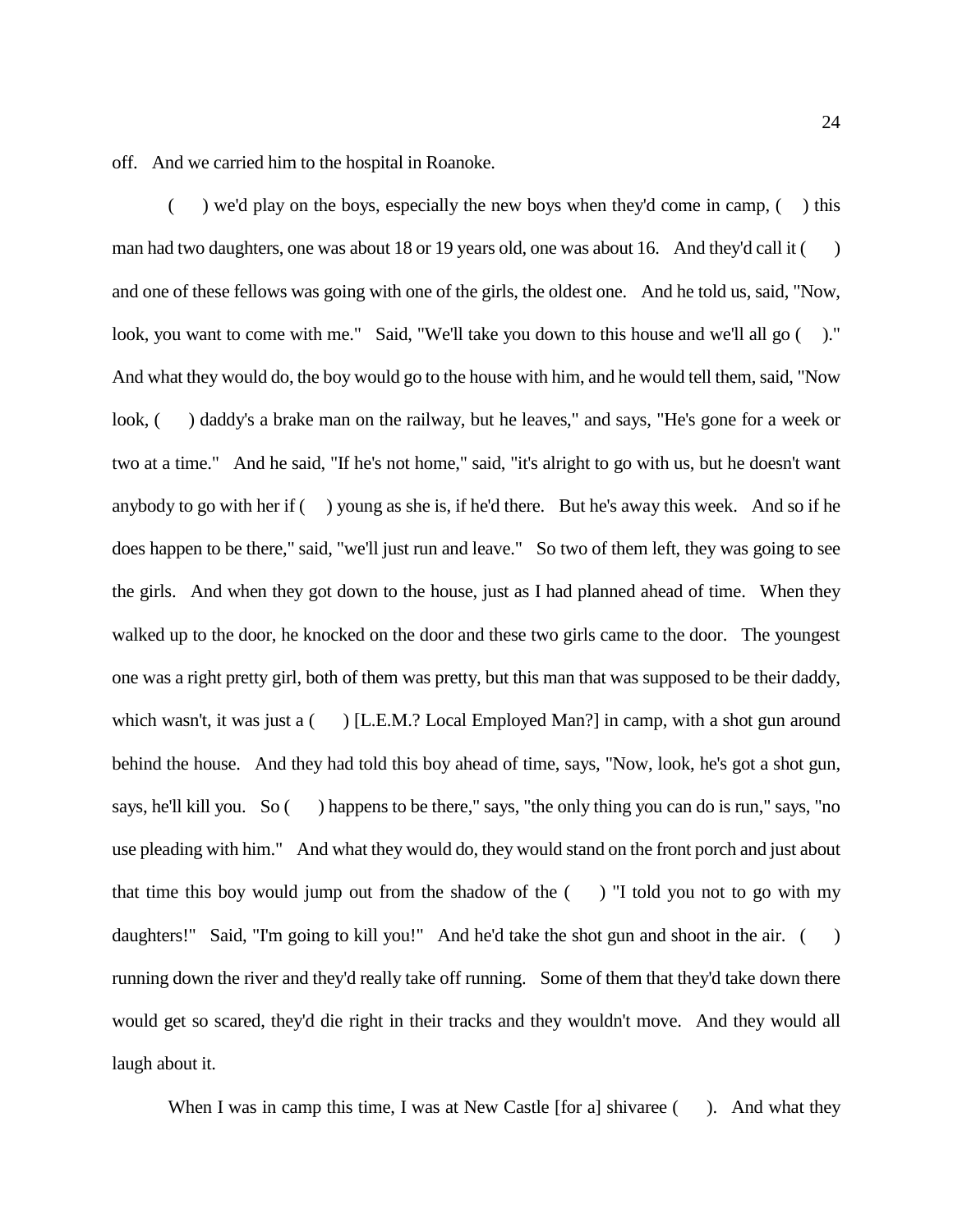off. And we carried him to the hospital in Roanoke.

( ) we'd play on the boys, especially the new boys when they'd come in camp, ( ) this man had two daughters, one was about 18 or 19 years old, one was about 16. And they'd call it ( ) and one of these fellows was going with one of the girls, the oldest one. And he told us, said, "Now, look, you want to come with me." Said, "We'll take you down to this house and we'll all go ( )." And what they would do, the boy would go to the house with him, and he would tell them, said, "Now look, ( ) daddy's a brake man on the railway, but he leaves," and says, "He's gone for a week or two at a time." And he said, "If he's not home," said, "it's alright to go with us, but he doesn't want anybody to go with her if ( ) young as she is, if he'd there. But he's away this week. And so if he does happen to be there," said, "we'll just run and leave." So two of them left, they was going to see the girls. And when they got down to the house, just as I had planned ahead of time. When they walked up to the door, he knocked on the door and these two girls came to the door. The youngest one was a right pretty girl, both of them was pretty, but this man that was supposed to be their daddy, which wasn't, it was just a ( ) [L.E.M.? Local Employed Man?] in camp, with a shot gun around behind the house. And they had told this boy ahead of time, says, "Now, look, he's got a shot gun, says, he'll kill you. So ( ) happens to be there," says, "the only thing you can do is run," says, "no use pleading with him." And what they would do, they would stand on the front porch and just about that time this boy would jump out from the shadow of the ( ) "I told you not to go with my daughters!" Said, "I'm going to kill you!" And he'd take the shot gun and shoot in the air. ( ) running down the river and they'd really take off running. Some of them that they'd take down there would get so scared, they'd die right in their tracks and they wouldn't move. And they would all laugh about it.

When I was in camp this time, I was at New Castle [for a] shivaree ( ). And what they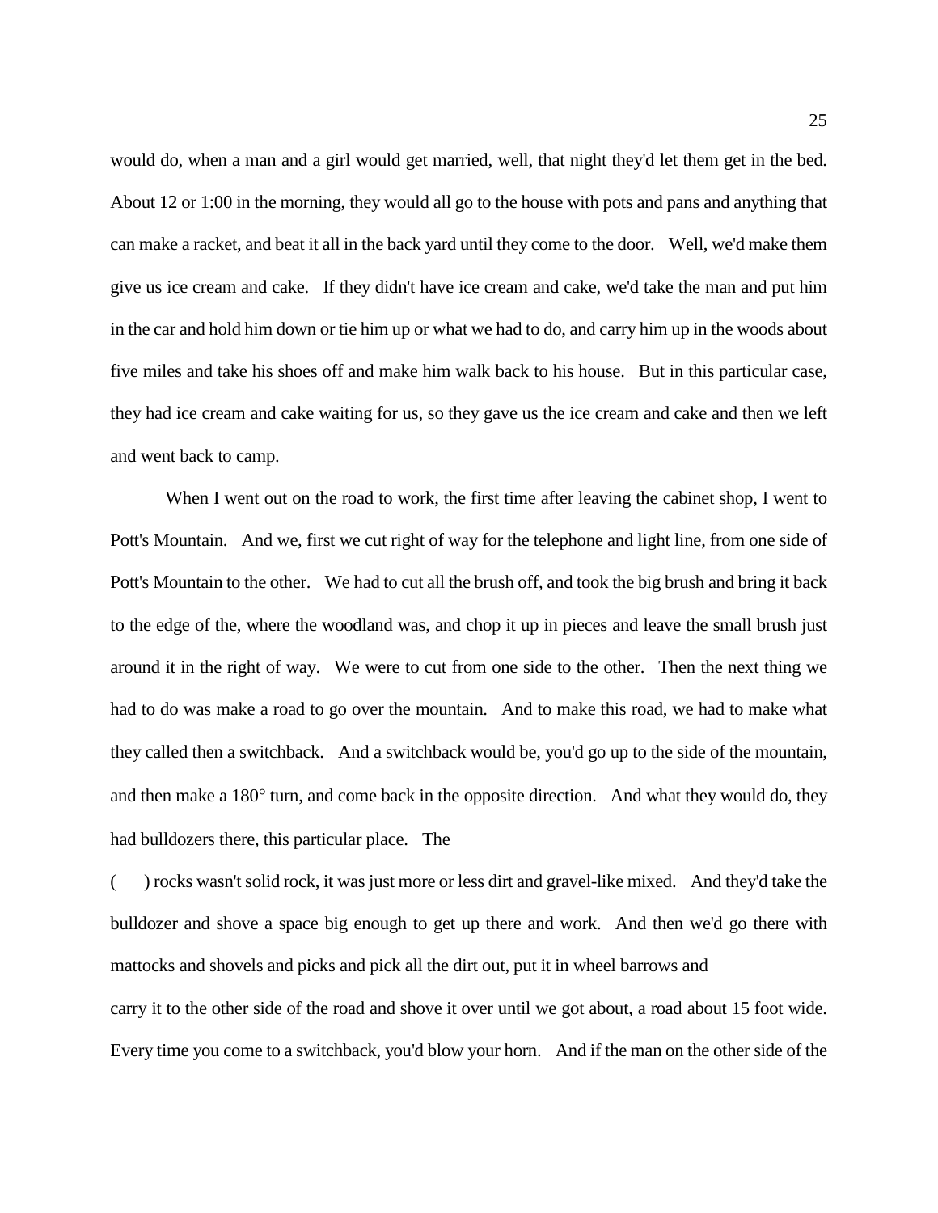would do, when a man and a girl would get married, well, that night they'd let them get in the bed. About 12 or 1:00 in the morning, they would all go to the house with pots and pans and anything that can make a racket, and beat it all in the back yard until they come to the door. Well, we'd make them give us ice cream and cake. If they didn't have ice cream and cake, we'd take the man and put him in the car and hold him down or tie him up or what we had to do, and carry him up in the woods about five miles and take his shoes off and make him walk back to his house. But in this particular case, they had ice cream and cake waiting for us, so they gave us the ice cream and cake and then we left and went back to camp.

When I went out on the road to work, the first time after leaving the cabinet shop, I went to Pott's Mountain. And we, first we cut right of way for the telephone and light line, from one side of Pott's Mountain to the other. We had to cut all the brush off, and took the big brush and bring it back to the edge of the, where the woodland was, and chop it up in pieces and leave the small brush just around it in the right of way. We were to cut from one side to the other. Then the next thing we had to do was make a road to go over the mountain. And to make this road, we had to make what they called then a switchback. And a switchback would be, you'd go up to the side of the mountain, and then make a 180° turn, and come back in the opposite direction. And what they would do, they had bulldozers there, this particular place. The ( ) rocks wasn't solid rock, it was just more or less dirt and gravel-like mixed. And they'd take the bulldozer and shove a space big enough to get up there and work. And then we'd go there with mattocks and shovels and picks and pick all the dirt out, put it in wheel barrows and carry it to the other side of the road and shove it over until we got about, a road about 15 foot wide. Every time you come to a switchback, you'd blow your horn. And if the man on the other side of the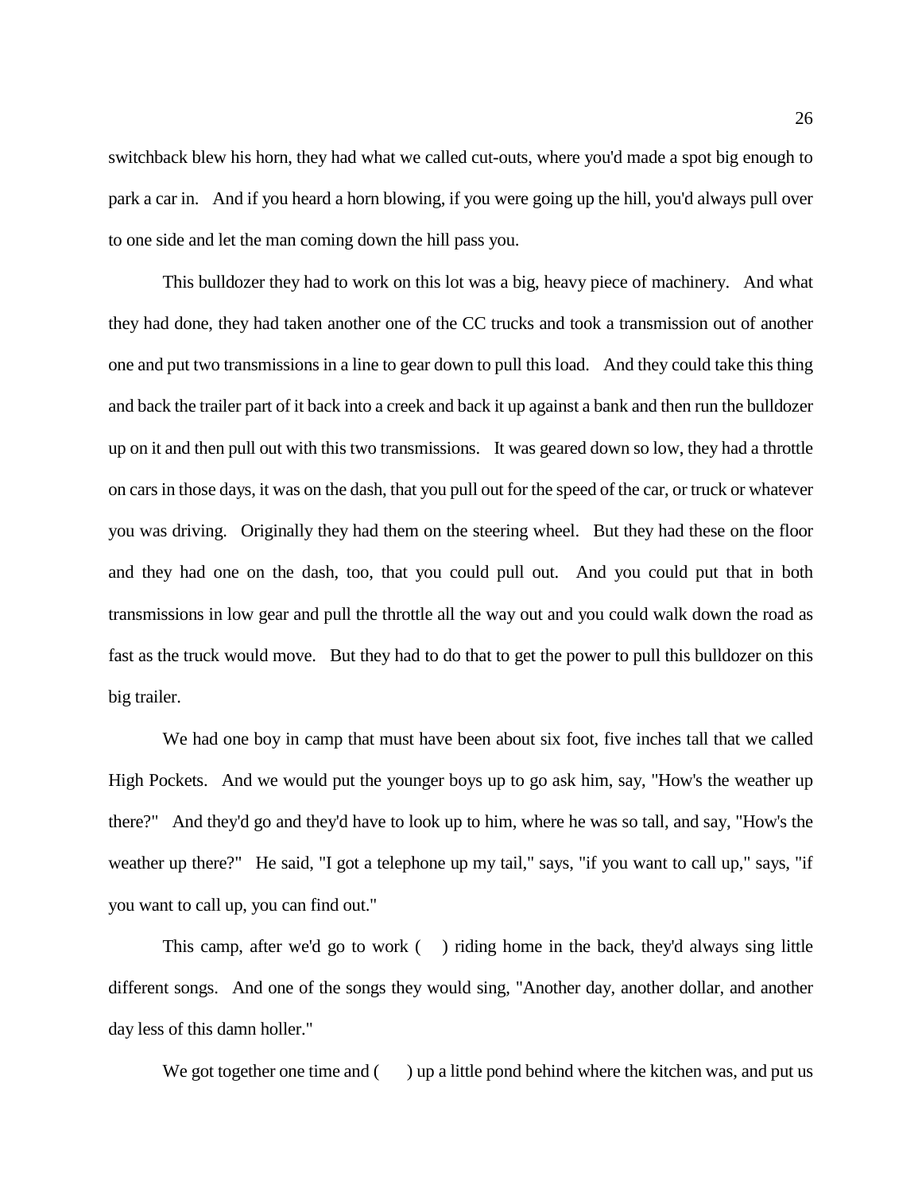switchback blew his horn, they had what we called cut-outs, where you'd made a spot big enough to park a car in. And if you heard a horn blowing, if you were going up the hill, you'd always pull over to one side and let the man coming down the hill pass you.

This bulldozer they had to work on this lot was a big, heavy piece of machinery. And what they had done, they had taken another one of the CC trucks and took a transmission out of another one and put two transmissions in a line to gear down to pull this load. And they could take this thing and back the trailer part of it back into a creek and back it up against a bank and then run the bulldozer up on it and then pull out with this two transmissions. It was geared down so low, they had a throttle on cars in those days, it was on the dash, that you pull out for the speed of the car, or truck or whatever you was driving. Originally they had them on the steering wheel. But they had these on the floor and they had one on the dash, too, that you could pull out. And you could put that in both transmissions in low gear and pull the throttle all the way out and you could walk down the road as fast as the truck would move. But they had to do that to get the power to pull this bulldozer on this big trailer.

We had one boy in camp that must have been about six foot, five inches tall that we called High Pockets. And we would put the younger boys up to go ask him, say, "How's the weather up there?" And they'd go and they'd have to look up to him, where he was so tall, and say, "How's the weather up there?" He said, "I got a telephone up my tail," says, "if you want to call up," says, "if you want to call up, you can find out."

This camp, after we'd go to work ( ) riding home in the back, they'd always sing little different songs. And one of the songs they would sing, "Another day, another dollar, and another day less of this damn holler."

We got together one time and ( ) up a little pond behind where the kitchen was, and put us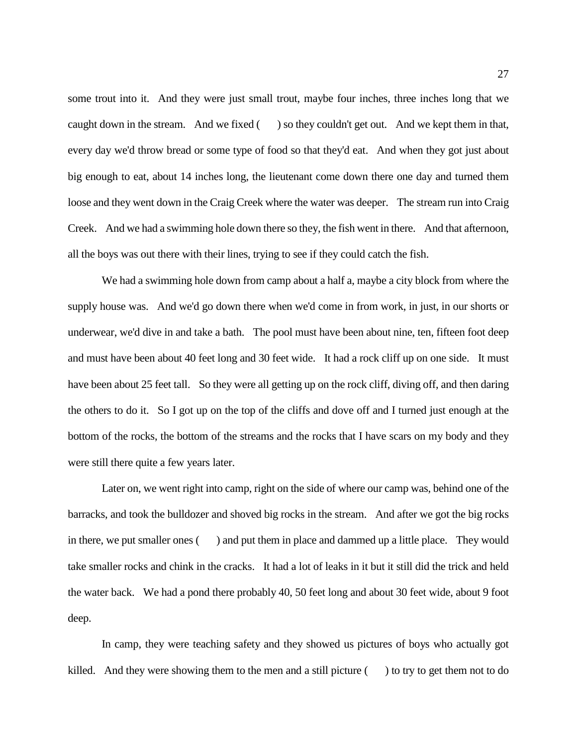some trout into it. And they were just small trout, maybe four inches, three inches long that we caught down in the stream. And we fixed ( ) so they couldn't get out. And we kept them in that, every day we'd throw bread or some type of food so that they'd eat. And when they got just about big enough to eat, about 14 inches long, the lieutenant come down there one day and turned them loose and they went down in the Craig Creek where the water was deeper. The stream run into Craig Creek. And we had a swimming hole down there so they, the fish went in there. And that afternoon, all the boys was out there with their lines, trying to see if they could catch the fish.

We had a swimming hole down from camp about a half a, maybe a city block from where the supply house was. And we'd go down there when we'd come in from work, in just, in our shorts or underwear, we'd dive in and take a bath. The pool must have been about nine, ten, fifteen foot deep and must have been about 40 feet long and 30 feet wide. It had a rock cliff up on one side. It must have been about 25 feet tall. So they were all getting up on the rock cliff, diving off, and then daring the others to do it. So I got up on the top of the cliffs and dove off and I turned just enough at the bottom of the rocks, the bottom of the streams and the rocks that I have scars on my body and they were still there quite a few years later.

Later on, we went right into camp, right on the side of where our camp was, behind one of the barracks, and took the bulldozer and shoved big rocks in the stream. And after we got the big rocks in there, we put smaller ones ( ) and put them in place and dammed up a little place. They would take smaller rocks and chink in the cracks. It had a lot of leaks in it but it still did the trick and held the water back. We had a pond there probably 40, 50 feet long and about 30 feet wide, about 9 foot deep.

In camp, they were teaching safety and they showed us pictures of boys who actually got killed. And they were showing them to the men and a still picture ( ) to try to get them not to do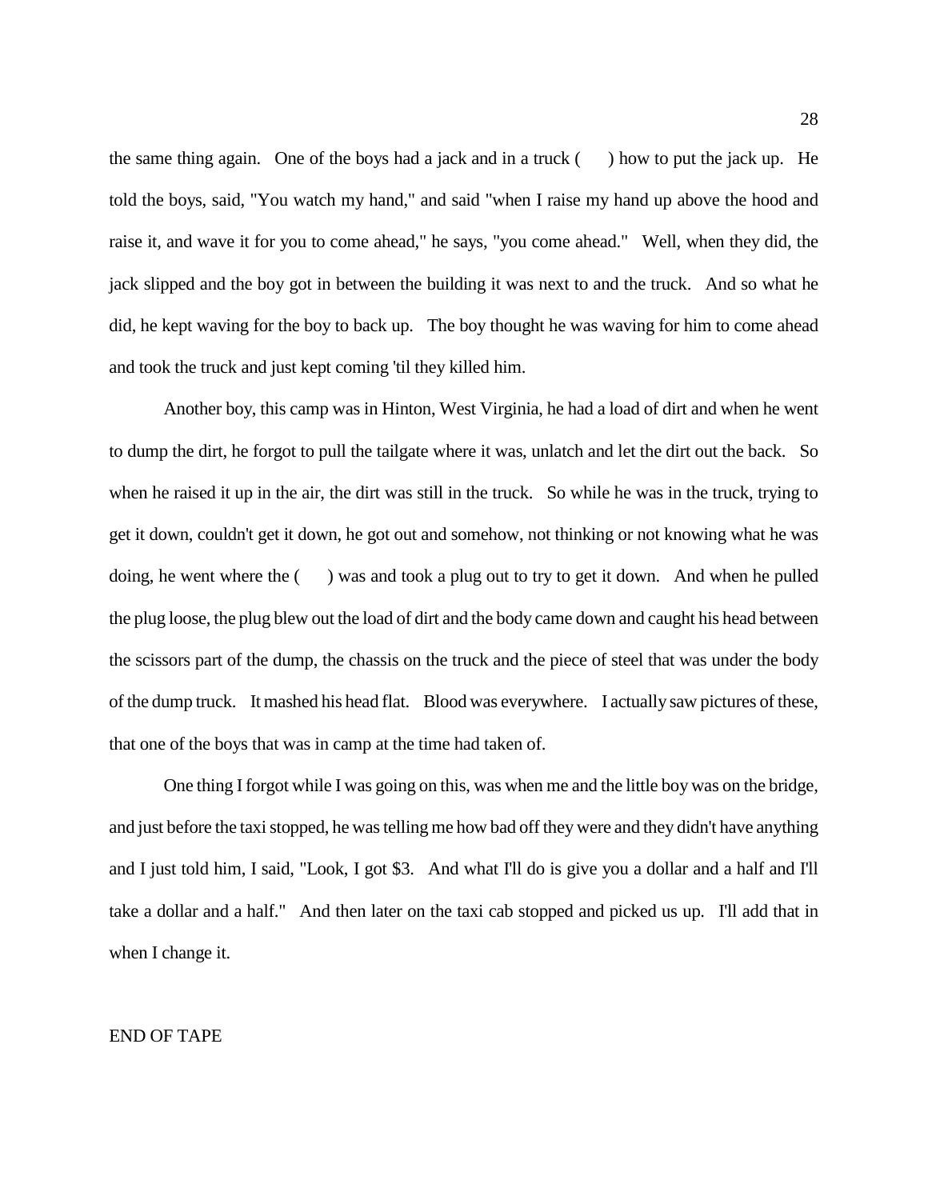the same thing again. One of the boys had a jack and in a truck (     ) how to put the jack up. He told the boys, said, "You watch my hand," and said "when I raise my hand up above the hood and raise it, and wave it for you to come ahead," he says, "you come ahead." Well, when they did, the jack slipped and the boy got in between the building it was next to and the truck. And so what he did, he kept waving for the boy to back up. The boy thought he was waving for him to come ahead and took the truck and just kept coming 'til they killed him.

Another boy, this camp was in Hinton, West Virginia, he had a load of dirt and when he went to dump the dirt, he forgot to pull the tailgate where it was, unlatch and let the dirt out the back. So when he raised it up in the air, the dirt was still in the truck. So while he was in the truck, trying to get it down, couldn't get it down, he got out and somehow, not thinking or not knowing what he was doing, he went where the (     ) was and took a plug out to try to get it down. And when he pulled the plug loose, the plug blew out the load of dirt and the body came down and caught his head between the scissors part of the dump, the chassis on the truck and the piece of steel that was under the body of the dump truck. It mashed his head flat. Blood was everywhere. I actually saw pictures of these, that one of the boys that was in camp at the time had taken of.

One thing I forgot while I was going on this, was when me and the little boy was on the bridge, and just before the taxi stopped, he was telling me how bad off they were and they didn't have anything and I just told him, I said, "Look, I got $3. And what I'll do is give you a dollar and a half and I'll take a dollar and a half." And then later on the taxi cab stopped and picked us up. I'll add that in when I change it.

END OF TAPE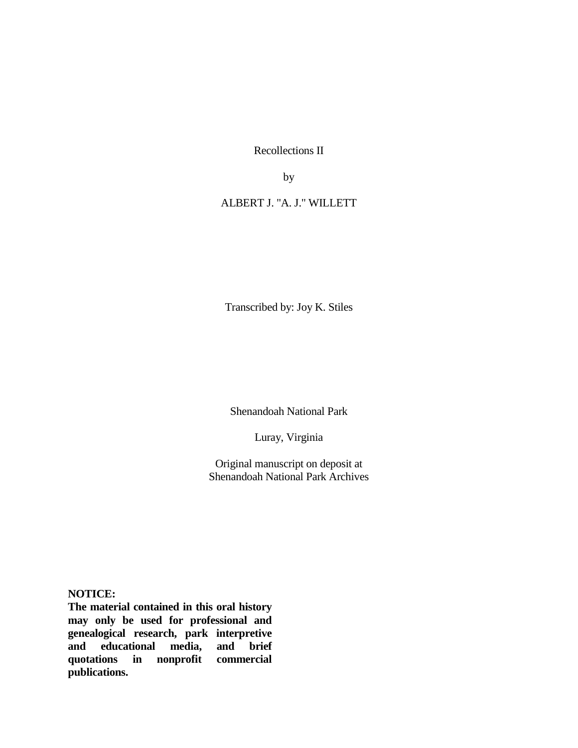Recollections II

by

ALBERT J. "A. J." WILLETT

Transcribed by: Joy K. Stiles

Shenandoah National Park

Luray, Virginia

Original manuscript on deposit at
Shenandoah National Park Archives

**NOTICE:**
**The material contained in this oral history may only be used for professional and genealogical research, park interpretive and educational media, and brief quotations in nonprofit commercial publications.**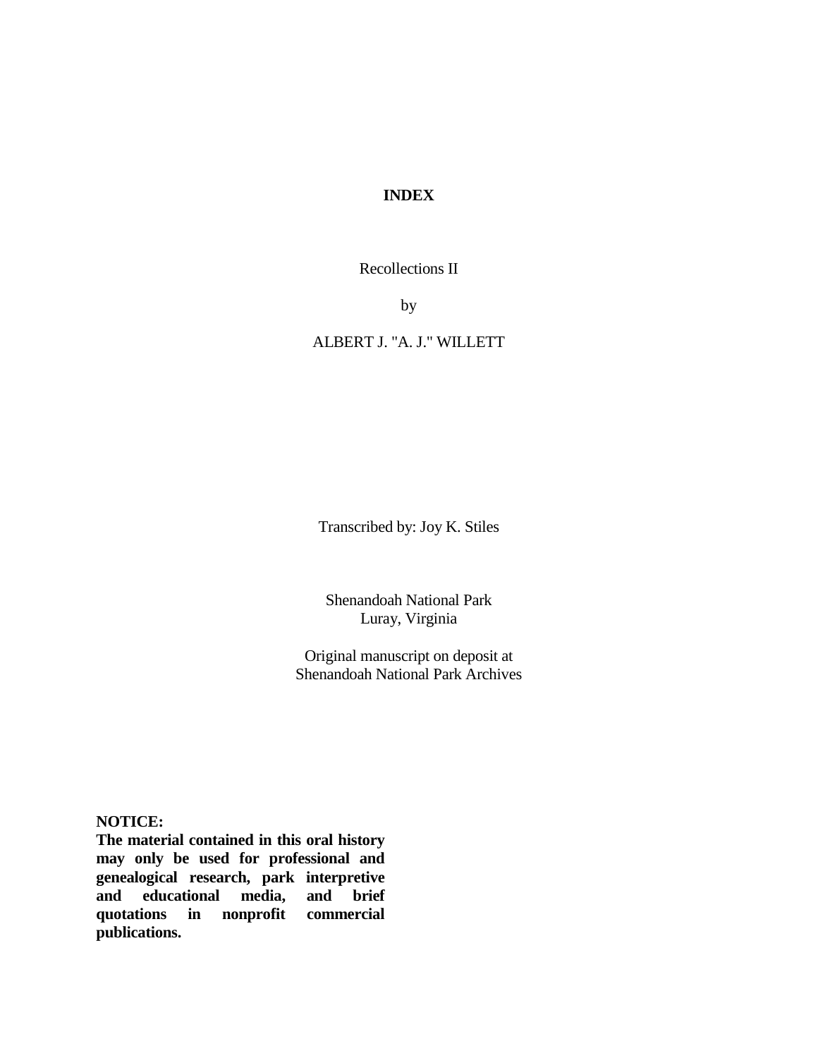# INDEX

Recollections II

by

ALBERT J. "A. J." WILLETT

Transcribed by: Joy K. Stiles

Shenandoah National Park
Luray, Virginia

Original manuscript on deposit at
Shenandoah National Park Archives

**NOTICE:**
**The material contained in this oral history may only be used for professional and genealogical research, park interpretive and educational media, and brief quotations in nonprofit commercial publications.**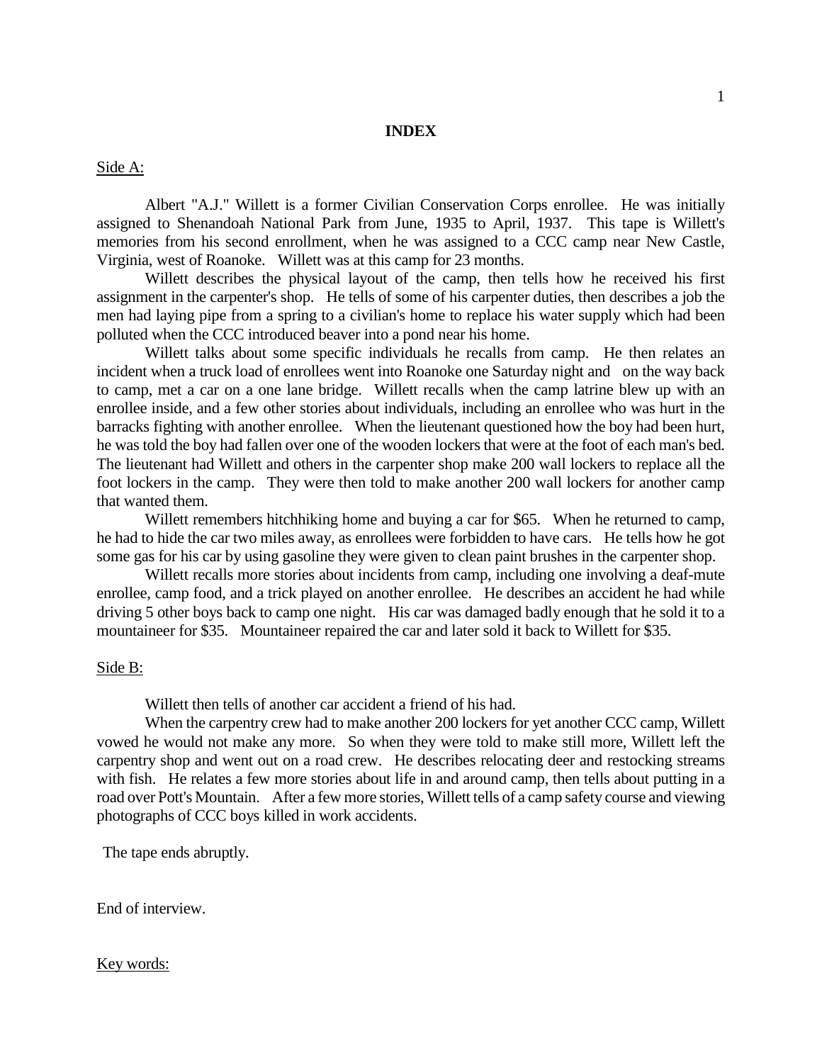## INDEX

Side A:

Albert "A.J." Willett is a former Civilian Conservation Corps enrollee. He was initially assigned to Shenandoah National Park from June, 1935 to April, 1937. This tape is Willett's memories from his second enrollment, when he was assigned to a CCC camp near New Castle, Virginia, west of Roanoke. Willett was at this camp for 23 months.

Willett describes the physical layout of the camp, then tells how he received his first assignment in the carpenter's shop. He tells of some of his carpenter duties, then describes a job the men had laying pipe from a spring to a civilian's home to replace his water supply which had been polluted when the CCC introduced beaver into a pond near his home.

Willett talks about some specific individuals he recalls from camp. He then relates an incident when a truck load of enrollees went into Roanoke one Saturday night and on the way back to camp, met a car on a one lane bridge. Willett recalls when the camp latrine blew up with an enrollee inside, and a few other stories about individuals, including an enrollee who was hurt in the barracks fighting with another enrollee. When the lieutenant questioned how the boy had been hurt, he was told the boy had fallen over one of the wooden lockers that were at the foot of each man's bed. The lieutenant had Willett and others in the carpenter shop make 200 wall lockers to replace all the foot lockers in the camp. They were then told to make another 200 wall lockers for another camp that wanted them.

Willett remembers hitchhiking home and buying a car for $65. When he returned to camp, he had to hide the car two miles away, as enrollees were forbidden to have cars. He tells how he got some gas for his car by using gasoline they were given to clean paint brushes in the carpenter shop.

Willett recalls more stories about incidents from camp, including one involving a deaf-mute enrollee, camp food, and a trick played on another enrollee. He describes an accident he had while driving 5 other boys back to camp one night. His car was damaged badly enough that he sold it to a mountaineer for $35. Mountaineer repaired the car and later sold it back to Willett for $35.

Side B:

Willett then tells of another car accident a friend of his had.

When the carpentry crew had to make another 200 lockers for yet another CCC camp, Willett vowed he would not make any more. So when they were told to make still more, Willett left the carpentry shop and went out on a road crew. He describes relocating deer and restocking streams with fish. He relates a few more stories about life in and around camp, then tells about putting in a road over Pott's Mountain. After a few more stories, Willett tells of a camp safety course and viewing photographs of CCC boys killed in work accidents.

The tape ends abruptly.

End of interview.

Key words: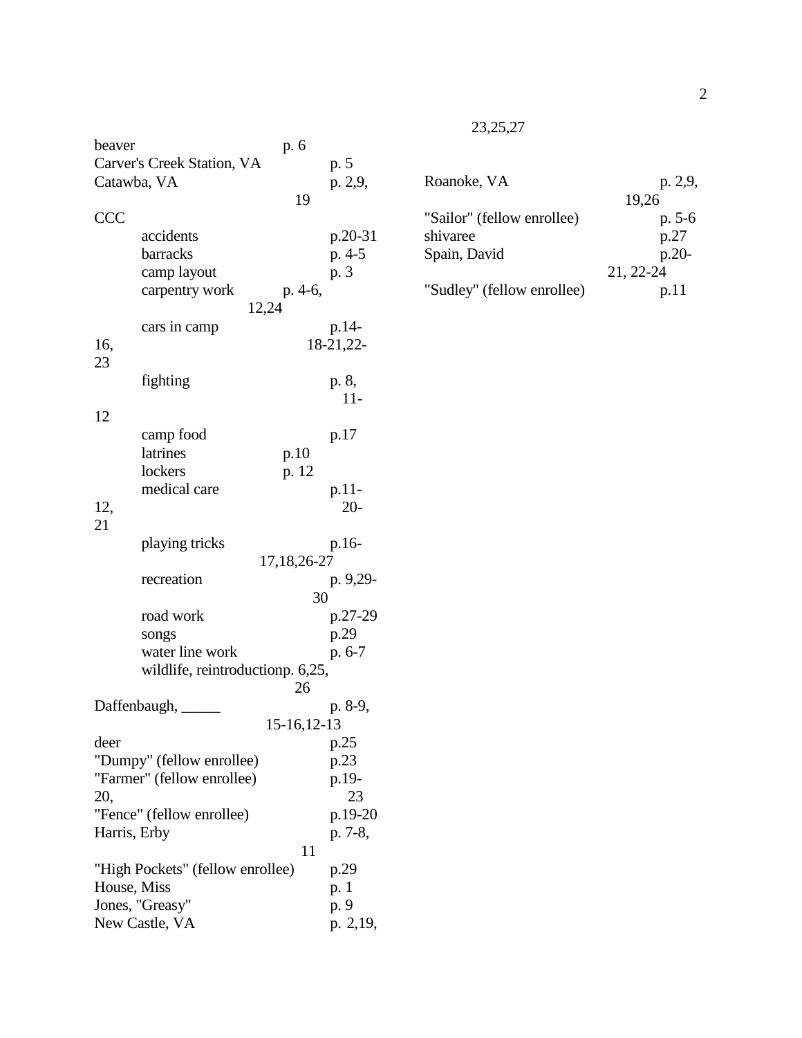beaver p. 6
Carver's Creek Station, VA p. 5
Catawba, VA p. 2,9, 19
CCC
- accidents p.20-31
- barracks p. 4-5
- camp layout p. 3
- carpentry work p. 4-6, 12,24
- cars in camp p.14-16, 18-21,22-23
- fighting p. 8, 11-12
- camp food p.17
- latrines p.10
- lockers p. 12
- medical care p.11-12, 20-21
- playing tricks p.16-17,18,26-27
- recreation p. 9,29-30
- road work p.27-29
- songs p.29
- water line work p. 6-7
- wildlife, reintroduction p. 6,25, 26

Daffenbaugh, _____ p. 8-9, 15-16,12-13
deer p.25
"Dumpy" (fellow enrollee) p.23
"Farmer" (fellow enrollee) p.19-20, 23
"Fence" (fellow enrollee) p.19-20
Harris, Erby p. 7-8, 11
"High Pockets" (fellow enrollee) p.29
House, Miss p. 1
Jones, "Greasy" p. 9
New Castle, VA p. 2,19, 23,25,27

Roanoke, VA p. 2,9, 19,26
"Sailor" (fellow enrollee) p. 5-6
shivaree p.27
Spain, David p.20-21, 22-24
"Sudley" (fellow enrollee) p.11